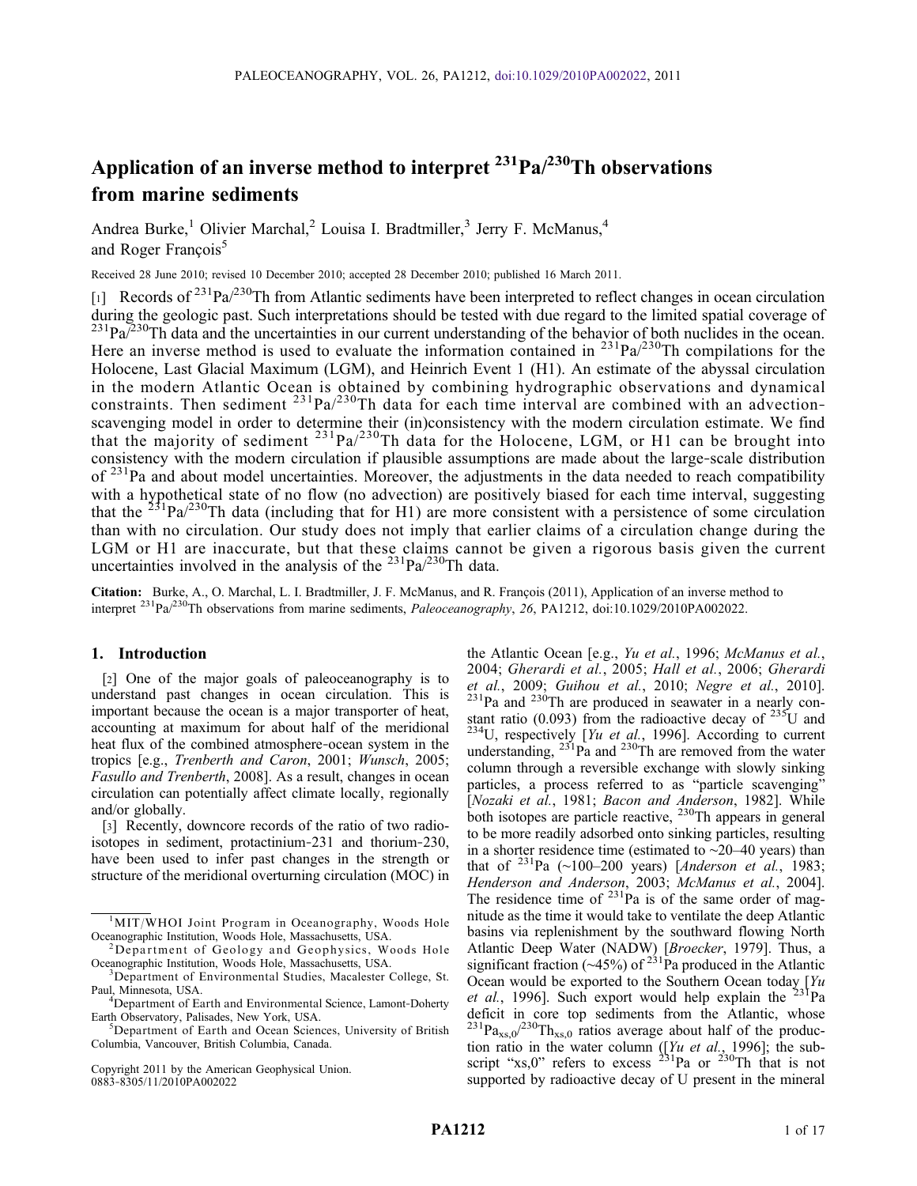# Application of an inverse method to interpret $^{231}Pa/^{230}Th$ observations from marine sediments

Andrea Burke,[1] Olivier Marchal,[2] Louisa I. Bradtmiller,[3] Jerry F. McManus,[4] and Roger François[5]

Received 28 June 2010; revised 10 December 2010; accepted 28 December 2010; published 16 March 2011.

[1] Records of $^{231}Pa/^{230}Th$ from Atlantic sediments have been interpreted to reflect changes in ocean circulation during the geologic past. Such interpretations should be tested with due regard to the limited spatial coverage of $^{231}Pa/^{230}Th$ data and the uncertainties in our current understanding of the behavior of both nuclides in the ocean. Here an inverse method is used to evaluate the information contained in $^{231}Pa/^{230}Th$ compilations for the Holocene, Last Glacial Maximum (LGM), and Heinrich Event 1 (H1). An estimate of the abyssal circulation in the modern Atlantic Ocean is obtained by combining hydrographic observations and dynamical constraints. Then sediment $^{231}Pa/^{230}Th$ data for each time interval are combined with an advection-scavenging model in order to determine their (in)consistency with the modern circulation estimate. We find that the majority of sediment $^{231}Pa/^{230}Th$ data for the Holocene, LGM, or H1 can be brought into consistency with the modern circulation if plausible assumptions are made about the large-scale distribution of $^{231}Pa$ and about model uncertainties. Moreover, the adjustments in the data needed to reach compatibility with a hypothetical state of no flow (no advection) are positively biased for each time interval, suggesting that the $^{231}Pa/^{230}Th$ data (including that for H1) are more consistent with a persistence of some circulation than with no circulation. Our study does not imply that earlier claims of a circulation change during the LGM or H1 are inaccurate, but that these claims cannot be given a rigorous basis given the current uncertainties involved in the analysis of the $^{231}Pa/^{230}Th$ data.

**Citation:** Burke, A., O. Marchal, L. I. Bradtmiller, J. F. McManus, and R. François (2011), Application of an inverse method to interpret $^{231}Pa/^{230}Th$ observations from marine sediments, *Paleoceanography*, *26*, PA1212, doi:10.1029/2010PA002022.

## 1. Introduction

[2] One of the major goals of paleoceanography is to understand past changes in ocean circulation. This is important because the ocean is a major transporter of heat, accounting at maximum for about half of the meridional heat flux of the combined atmosphere-ocean system in the tropics [e.g., *Trenberth and Caron*, 2001; *Wunsch*, 2005; *Fasullo and Trenberth*, 2008]. As a result, changes in ocean circulation can potentially affect climate locally, regionally and/or globally.

[3] Recently, downcore records of the ratio of two radioisotopes in sediment, protactinium-231 and thorium-230, have been used to infer past changes in the strength or structure of the meridional overturning circulation (MOC) in the Atlantic Ocean [e.g., *Yu et al.*, 1996; *McManus et al.*, 2004; *Gherardi et al.*, 2005; *Hall et al.*, 2006; *Gherardi et al.*, 2009; *Guihou et al.*, 2010; *Negre et al.*, 2010]. $^{231}Pa$ and $^{230}Th$ are produced in seawater in a nearly constant ratio (0.093) from the radioactive decay of $^{235}U$ and $^{234}U$, respectively [*Yu et al.*, 1996]. According to current understanding, $^{231}Pa$ and $^{230}Th$ are removed from the water column through a reversible exchange with slowly sinking particles, a process referred to as "particle scavenging" [*Nozaki et al.*, 1981; *Bacon and Anderson*, 1982]. While both isotopes are particle reactive, $^{230}Th$ appears in general to be more readily adsorbed onto sinking particles, resulting in a shorter residence time (estimated to ~20–40 years) than that of $^{231}Pa$ (~100–200 years) [*Anderson et al.*, 1983; *Henderson and Anderson*, 2003; *McManus et al.*, 2004]. The residence time of $^{231}Pa$ is of the same order of magnitude as the time it would take to ventilate the deep Atlantic basins via replenishment by the southward flowing North Atlantic Deep Water (NADW) [*Broecker*, 1979]. Thus, a significant fraction (~45%) of $^{231}Pa$ produced in the Atlantic Ocean would be exported to the Southern Ocean today [*Yu et al.*, 1996]. Such export would help explain the $^{231}Pa$ deficit in core top sediments from the Atlantic, whose $^{231}Pa_{xs,0}/^{230}Th_{xs,0}$ ratios average about half of the production ratio in the water column ([*Yu et al.*, 1996]; the subscript "xs,0" refers to excess $^{231}Pa$ or $^{230}Th$ that is not supported by radioactive decay of U present in the mineral

---

[1] MIT/WHOI Joint Program in Oceanography, Woods Hole Oceanographic Institution, Woods Hole, Massachusetts, USA.

[2] Department of Geology and Geophysics, Woods Hole Oceanographic Institution, Woods Hole, Massachusetts, USA.

[3] Department of Environmental Studies, Macalester College, St. Paul, Minnesota, USA.

[4] Department of Earth and Environmental Science, Lamont-Doherty Earth Observatory, Palisades, New York, USA.

[5] Department of Earth and Ocean Sciences, University of British Columbia, Vancouver, British Columbia, Canada.

Copyright 2011 by the American Geophysical Union.
0883-8305/11/2010PA002022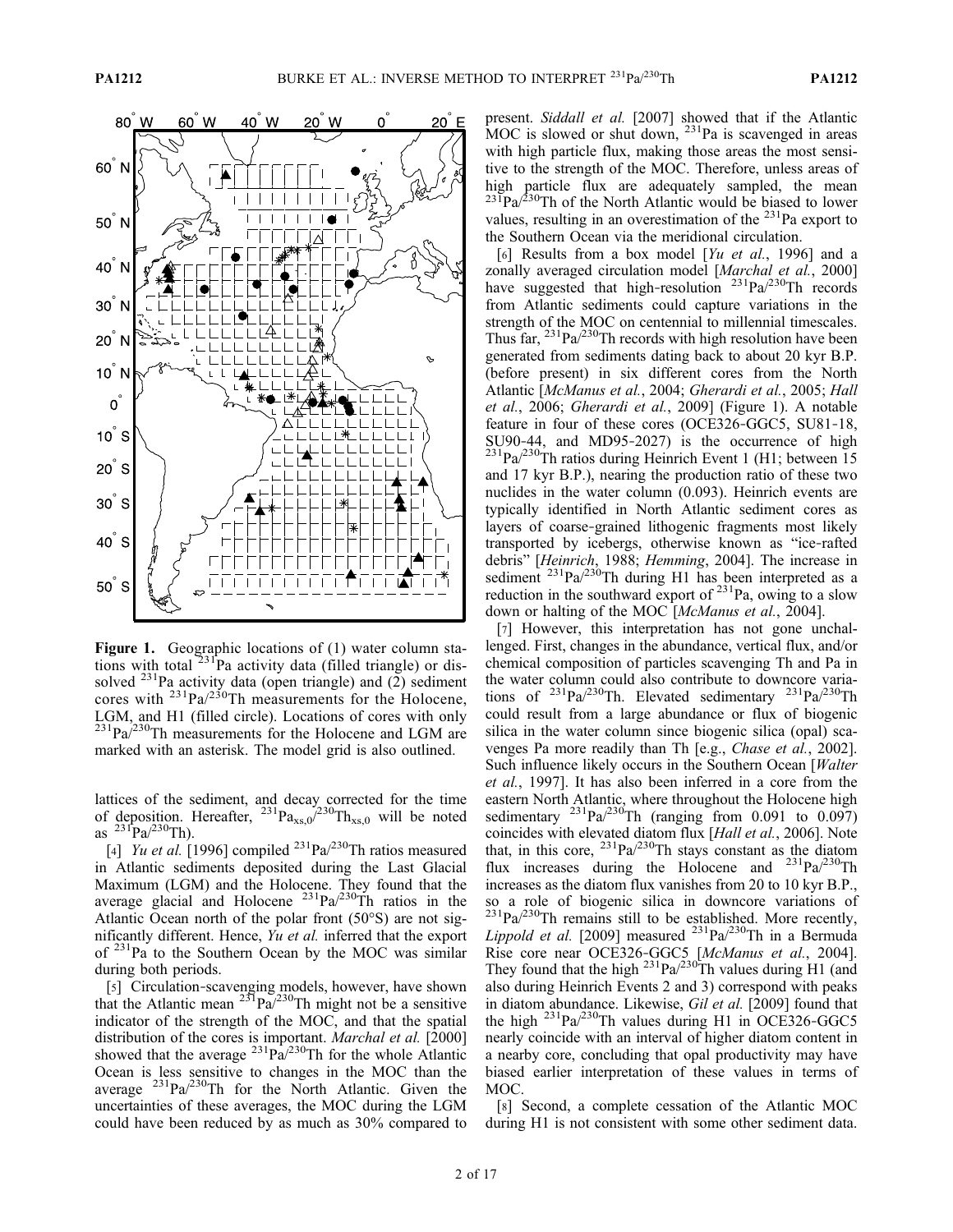Figure 1. Geographic locations of (1) water column stations with total $^{231}$Pa activity data (filled triangle) or dissolved $^{231}$Pa activity data (open triangle) and (2) sediment cores with $^{231}$Pa/$^{230}$Th measurements for the Holocene, LGM, and H1 (filled circle). Locations of cores with only $^{231}$Pa/$^{230}$Th measurements for the Holocene and LGM are marked with an asterisk. The model grid is also outlined.

lattices of the sediment, and decay corrected for the time of deposition. Hereafter, $^{231}Pa_{xs,0}/^{230}Th_{xs,0}$ will be noted as $^{231}$Pa/$^{230}$Th).

[4] *Yu et al.* [1996] compiled $^{231}$Pa/$^{230}$Th ratios measured in Atlantic sediments deposited during the Last Glacial Maximum (LGM) and the Holocene. They found that the average glacial and Holocene $^{231}$Pa/$^{230}$Th ratios in the Atlantic Ocean north of the polar front (50°S) are not significantly different. Hence, *Yu et al.* inferred that the export of $^{231}$Pa to the Southern Ocean by the MOC was similar during both periods.

[5] Circulation-scavenging models, however, have shown that the Atlantic mean $^{231}$Pa/$^{230}$Th might not be a sensitive indicator of the strength of the MOC, and that the spatial distribution of the cores is important. *Marchal et al.* [2000] showed that the average $^{231}$Pa/$^{230}$Th for the whole Atlantic Ocean is less sensitive to changes in the MOC than the average $^{231}$Pa/$^{230}$Th for the North Atlantic. Given the uncertainties of these averages, the MOC during the LGM could have been reduced by as much as 30% compared to present. *Siddall et al.* [2007] showed that if the Atlantic MOC is slowed or shut down, $^{231}$Pa is scavenged in areas with high particle flux, making those areas the most sensitive to the strength of the MOC. Therefore, unless areas of high particle flux are adequately sampled, the mean $^{231}$Pa/$^{230}$Th of the North Atlantic would be biased to lower values, resulting in an overestimation of the $^{231}$Pa export to the Southern Ocean via the meridional circulation.

[6] Results from a box model [*Yu et al.*, 1996] and a zonally averaged circulation model [*Marchal et al.*, 2000] have suggested that high-resolution $^{231}$Pa/$^{230}$Th records from Atlantic sediments could capture variations in the strength of the MOC on centennial to millennial timescales. Thus far, $^{231}$Pa/$^{230}$Th records with high resolution have been generated from sediments dating back to about 20 kyr B.P. (before present) in six different cores from the North Atlantic [*McManus et al.*, 2004; *Gherardi et al.*, 2005; *Hall et al.*, 2006; *Gherardi et al.*, 2009] (Figure 1). A notable feature in four of these cores (OCE326-GGC5, SU81-18, SU90-44, and MD95-2027) is the occurrence of high $^{231}$Pa/$^{230}$Th ratios during Heinrich Event 1 (H1; between 15 and 17 kyr B.P.), nearing the production ratio of these two nuclides in the water column (0.093). Heinrich events are typically identified in North Atlantic sediment cores as layers of coarse-grained lithogenic fragments most likely transported by icebergs, otherwise known as "ice-rafted debris" [*Heinrich*, 1988; *Hemming*, 2004]. The increase in sediment $^{231}$Pa/$^{230}$Th during H1 has been interpreted as a reduction in the southward export of $^{231}$Pa, owing to a slow down or halting of the MOC [*McManus et al.*, 2004].

[7] However, this interpretation has not gone unchallenged. First, changes in the abundance, vertical flux, and/or chemical composition of particles scavenging Th and Pa in the water column could also contribute to downcore variations of $^{231}$Pa/$^{230}$Th. Elevated sedimentary $^{231}$Pa/$^{230}$Th could result from a large abundance or flux of biogenic silica in the water column since biogenic silica (opal) scavenges Pa more readily than Th [e.g., *Chase et al.*, 2002]. Such influence likely occurs in the Southern Ocean [*Walter et al.*, 1997]. It has also been inferred in a core from the eastern North Atlantic, where throughout the Holocene high sedimentary $^{231}$Pa/$^{230}$Th (ranging from 0.091 to 0.097) coincides with elevated diatom flux [*Hall et al.*, 2006]. Note that, in this core, $^{231}$Pa/$^{230}$Th stays constant as the diatom flux increases during the Holocene and $^{231}$Pa/$^{230}$Th increases as the diatom flux vanishes from 20 to 10 kyr B.P., so a role of biogenic silica in downcore variations of $^{231}$Pa/$^{230}$Th remains still to be established. More recently, *Lippold et al.* [2009] measured $^{231}$Pa/$^{230}$Th in a Bermuda Rise core near OCE326-GGC5 [*McManus et al.*, 2004]. They found that the high $^{231}$Pa/$^{230}$Th values during H1 (and also during Heinrich Events 2 and 3) correspond with peaks in diatom abundance. Likewise, *Gil et al.* [2009] found that the high $^{231}$Pa/$^{230}$Th values during H1 in OCE326-GGC5 nearly coincide with an interval of higher diatom content in a nearby core, concluding that opal productivity may have biased earlier interpretation of these values in terms of MOC.

[8] Second, a complete cessation of the Atlantic MOC during H1 is not consistent with some other sediment data.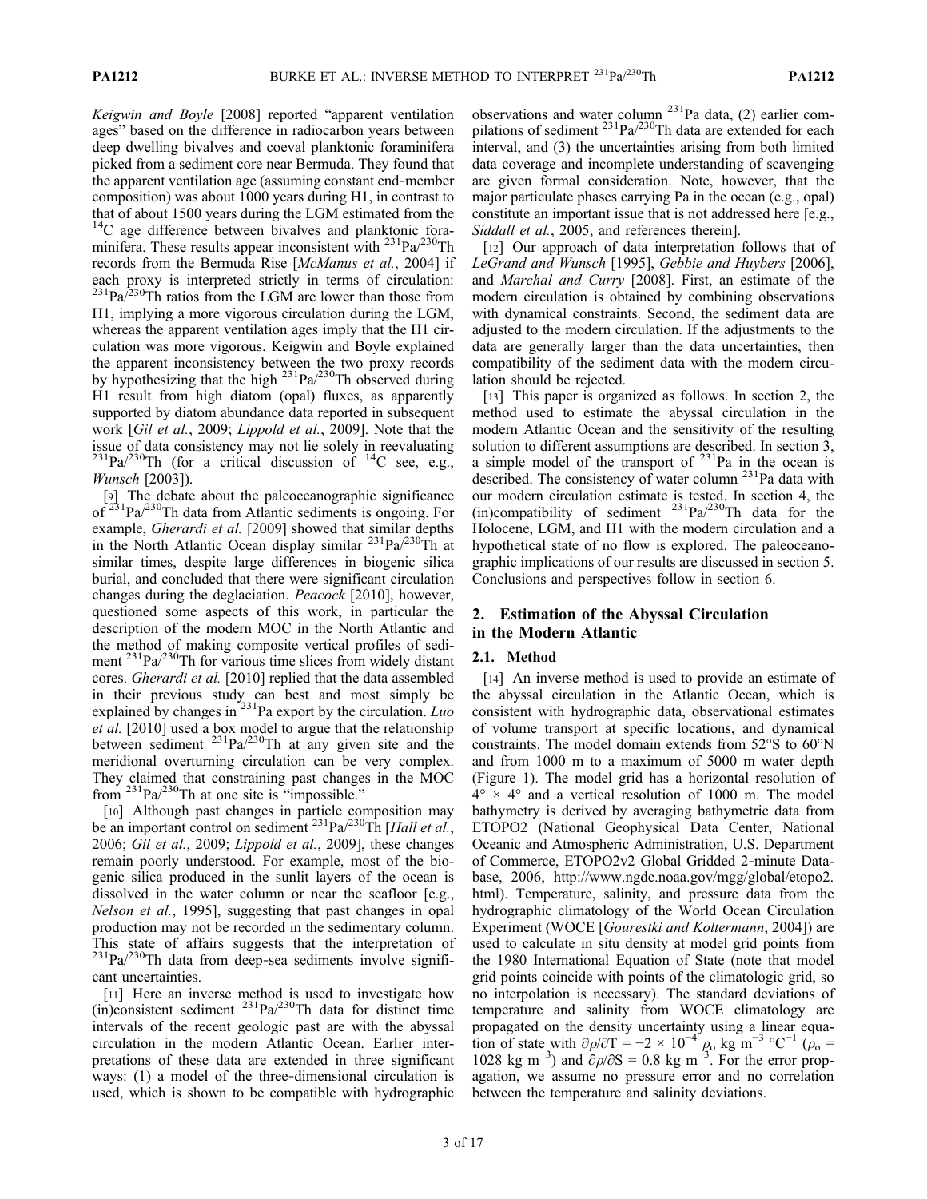*Keigwin and Boyle* [2008] reported "apparent ventilation ages" based on the difference in radiocarbon years between deep dwelling bivalves and coeval planktonic foraminifera picked from a sediment core near Bermuda. They found that the apparent ventilation age (assuming constant end-member composition) was about 1000 years during H1, in contrast to that of about 1500 years during the LGM estimated from the $^{14}C$ age difference between bivalves and planktonic foraminifera. These results appear inconsistent with $^{231}Pa/^{230}Th$ records from the Bermuda Rise [*McManus et al.*, 2004] if each proxy is interpreted strictly in terms of circulation: $^{231}Pa/^{230}Th$ ratios from the LGM are lower than those from H1, implying a more vigorous circulation during the LGM, whereas the apparent ventilation ages imply that the H1 circulation was more vigorous. Keigwin and Boyle explained the apparent inconsistency between the two proxy records by hypothesizing that the high $^{231}Pa/^{230}Th$ observed during H1 result from high diatom (opal) fluxes, as apparently supported by diatom abundance data reported in subsequent work [*Gil et al.*, 2009; *Lippold et al.*, 2009]. Note that the issue of data consistency may not lie solely in reevaluating $^{231}Pa/^{230}Th$ (for a critical discussion of $^{14}C$ see, e.g., *Wunsch* [2003]).

[9] The debate about the paleoceanographic significance of $^{231}Pa/^{230}Th$ data from Atlantic sediments is ongoing. For example, *Gherardi et al.* [2009] showed that similar depths in the North Atlantic Ocean display similar $^{231}Pa/^{230}Th$ at similar times, despite large differences in biogenic silica burial, and concluded that there were significant circulation changes during the deglaciation. *Peacock* [2010], however, questioned some aspects of this work, in particular the description of the modern MOC in the North Atlantic and the method of making composite vertical profiles of sediment $^{231}Pa/^{230}Th$ for various time slices from widely distant cores. *Gherardi et al.* [2010] replied that the data assembled in their previous study can best and most simply be explained by changes in $^{231}Pa$ export by the circulation. *Luo et al.* [2010] used a box model to argue that the relationship between sediment $^{231}Pa/^{230}Th$ at any given site and the meridional overturning circulation can be very complex. They claimed that constraining past changes in the MOC from $^{231}Pa/^{230}Th$ at one site is "impossible."

[10] Although past changes in particle composition may be an important control on sediment $^{231}Pa/^{230}Th$ [*Hall et al.*, 2006; *Gil et al.*, 2009; *Lippold et al.*, 2009], these changes remain poorly understood. For example, most of the biogenic silica produced in the sunlit layers of the ocean is dissolved in the water column or near the seafloor [e.g., *Nelson et al.*, 1995], suggesting that past changes in opal production may not be recorded in the sedimentary column. This state of affairs suggests that the interpretation of $^{231}Pa/^{230}Th$ data from deep-sea sediments involve significant uncertainties.

[11] Here an inverse method is used to investigate how (in)consistent sediment $^{231}Pa/^{230}Th$ data for distinct time intervals of the recent geologic past are with the abyssal circulation in the modern Atlantic Ocean. Earlier interpretations of these data are extended in three significant ways: (1) a model of the three-dimensional circulation is used, which is shown to be compatible with hydrographic observations and water column $^{231}Pa$ data, (2) earlier compilations of sediment $^{231}Pa/^{230}Th$ data are extended for each interval, and (3) the uncertainties arising from both limited data coverage and incomplete understanding of scavenging are given formal consideration. Note, however, that the major particulate phases carrying Pa in the ocean (e.g., opal) constitute an important issue that is not addressed here [e.g., *Siddall et al.*, 2005, and references therein].

[12] Our approach of data interpretation follows that of *LeGrand and Wunsch* [1995], *Gebbie and Huybers* [2006], and *Marchal and Curry* [2008]. First, an estimate of the modern circulation is obtained by combining observations with dynamical constraints. Second, the sediment data are adjusted to the modern circulation. If the adjustments to the data are generally larger than the data uncertainties, then compatibility of the sediment data with the modern circulation should be rejected.

[13] This paper is organized as follows. In section 2, the method used to estimate the abyssal circulation in the modern Atlantic Ocean and the sensitivity of the resulting solution to different assumptions are described. In section 3, a simple model of the transport of $^{231}Pa$ in the ocean is described. The consistency of water column $^{231}Pa$ data with our modern circulation estimate is tested. In section 4, the (in)compatibility of sediment $^{231}Pa/^{230}Th$ data for the Holocene, LGM, and H1 with the modern circulation and a hypothetical state of no flow is explored. The paleoceanographic implications of our results are discussed in section 5. Conclusions and perspectives follow in section 6.

## 2. Estimation of the Abyssal Circulation in the Modern Atlantic

### 2.1. Method

[14] An inverse method is used to provide an estimate of the abyssal circulation in the Atlantic Ocean, which is consistent with hydrographic data, observational estimates of volume transport at specific locations, and dynamical constraints. The model domain extends from 52°S to 60°N and from 1000 m to a maximum of 5000 m water depth (Figure 1). The model grid has a horizontal resolution of $4° \times 4°$ and a vertical resolution of 1000 m. The model bathymetry is derived by averaging bathymetric data from ETOPO2 (National Geophysical Data Center, National Oceanic and Atmospheric Administration, U.S. Department of Commerce, ETOPO2v2 Global Gridded 2-minute Database, 2006, http://www.ngdc.noaa.gov/mgg/global/etopo2.html). Temperature, salinity, and pressure data from the hydrographic climatology of the World Ocean Circulation Experiment (WOCE [*Gourestki and Koltermann*, 2004]) are used to calculate in situ density at model grid points from the 1980 International Equation of State (note that model grid points coincide with points of the climatologic grid, so no interpolation is necessary). The standard deviations of temperature and salinity from WOCE climatology are propagated on the density uncertainty using a linear equation of state with $\partial\rho/\partial T = -2 \times 10^{-4}\ \rho_o$ kg m$^{-3}$ °C$^{-1}$ ($\rho_o$ = 1028 kg m$^{-3}$) and $\partial\rho/\partial S = 0.8$ kg m$^{-3}$. For the error propagation, we assume no pressure error and no correlation between the temperature and salinity deviations.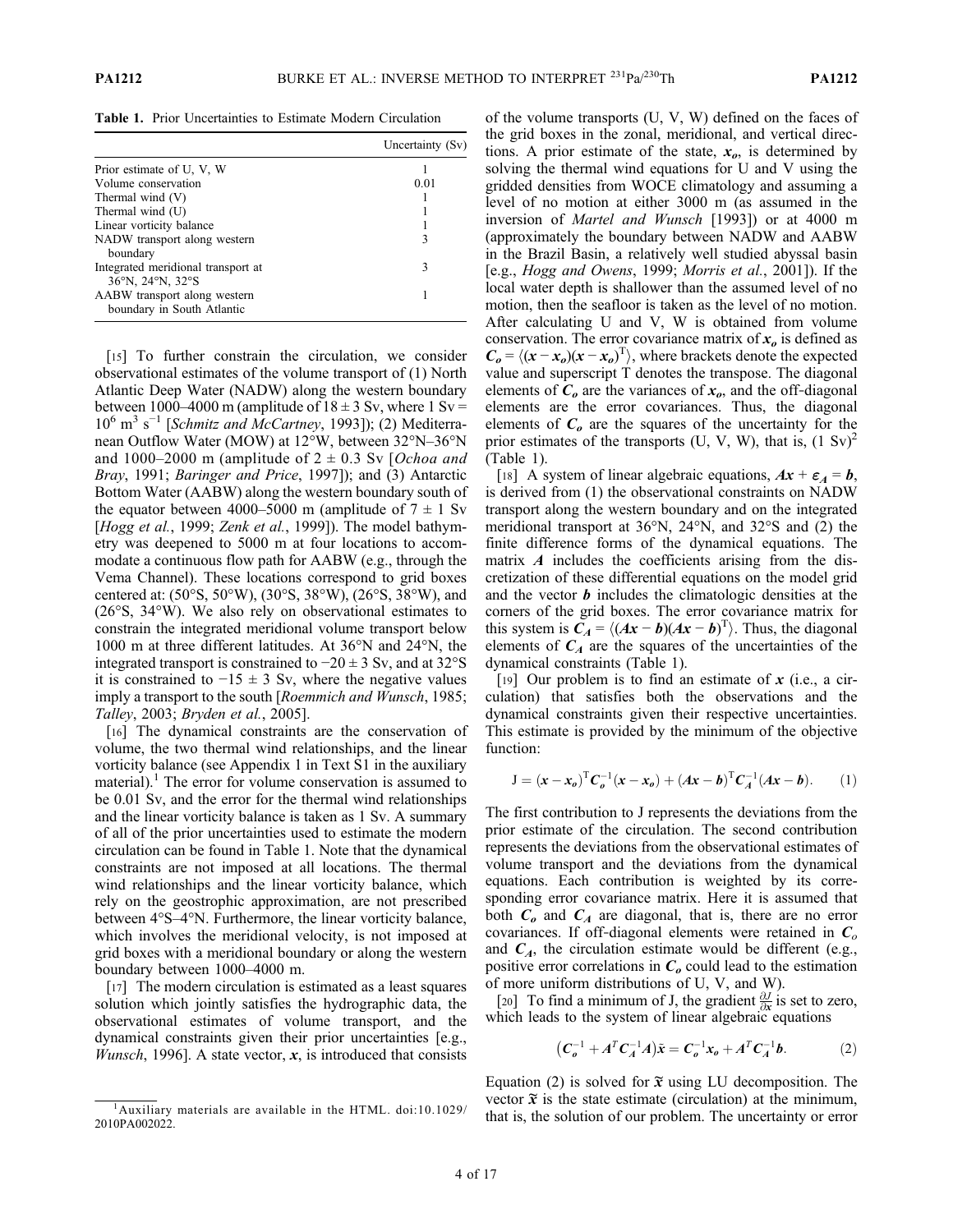**Table 1.** Prior Uncertainties to Estimate Modern Circulation

| | Uncertainty (Sv) |
|---|---|
| Prior estimate of U, V, W | 1 |
| Volume conservation | 0.01 |
| Thermal wind (V) | 1 |
| Thermal wind (U) | 1 |
| Linear vorticity balance | 1 |
| NADW transport along western boundary | 3 |
| Integrated meridional transport at 36°N, 24°N, 32°S | 3 |
| AABW transport along western boundary in South Atlantic | 1 |

[15] To further constrain the circulation, we consider observational estimates of the volume transport of (1) North Atlantic Deep Water (NADW) along the western boundary between 1000–4000 m (amplitude of $18 \pm 3$ Sv, where 1 Sv = $10^6$ m$^3$ s$^{-1}$ [*Schmitz and McCartney*, 1993]); (2) Mediterranean Outflow Water (MOW) at 12°W, between 32°N–36°N and 1000–2000 m (amplitude of $2 \pm 0.3$ Sv [*Ochoa and Bray*, 1991; *Baringer and Price*, 1997]); and (3) Antarctic Bottom Water (AABW) along the western boundary south of the equator between 4000–5000 m (amplitude of $7 \pm 1$ Sv [*Hogg et al.*, 1999; *Zenk et al.*, 1999]). The model bathymetry was deepened to 5000 m at four locations to accommodate a continuous flow path for AABW (e.g., through the Vema Channel). These locations correspond to grid boxes centered at: (50°S, 50°W), (30°S, 38°W), (26°S, 38°W), and (26°S, 34°W). We also rely on observational estimates to constrain the integrated meridional volume transport below 1000 m at three different latitudes. At 36°N and 24°N, the integrated transport is constrained to $-20 \pm 3$ Sv, and at 32°S it is constrained to $-15 \pm 3$ Sv, where the negative values imply a transport to the south [*Roemmich and Wunsch*, 1985; *Talley*, 2003; *Bryden et al.*, 2005].

[16] The dynamical constraints are the conservation of volume, the two thermal wind relationships, and the linear vorticity balance (see Appendix 1 in Text S1 in the auxiliary material).[1] The error for volume conservation is assumed to be 0.01 Sv, and the error for the thermal wind relationships and the linear vorticity balance is taken as 1 Sv. A summary of all of the prior uncertainties used to estimate the modern circulation can be found in Table 1. Note that the dynamical constraints are not imposed at all locations. The thermal wind relationships and the linear vorticity balance, which rely on the geostrophic approximation, are not prescribed between 4°S–4°N. Furthermore, the linear vorticity balance, which involves the meridional velocity, is not imposed at grid boxes with a meridional boundary or along the western boundary between 1000–4000 m.

[17] The modern circulation is estimated as a least squares solution which jointly satisfies the hydrographic data, the observational estimates of volume transport, and the dynamical constraints given their prior uncertainties [e.g., *Wunsch*, 1996]. A state vector, $\boldsymbol{x}$, is introduced that consists of the volume transports (U, V, W) defined on the faces of the grid boxes in the zonal, meridional, and vertical directions. A prior estimate of the state, $\boldsymbol{x_o}$, is determined by solving the thermal wind equations for U and V using the gridded densities from WOCE climatology and assuming a level of no motion at either 3000 m (as assumed in the inversion of *Martel and Wunsch* [1993]) or at 4000 m (approximately the boundary between NADW and AABW in the Brazil Basin, a relatively well studied abyssal basin [e.g., *Hogg and Owens*, 1999; *Morris et al.*, 2001]). If the local water depth is shallower than the assumed level of no motion, then the seafloor is taken as the level of no motion. After calculating U and V, W is obtained from volume conservation. The error covariance matrix of $\boldsymbol{x_o}$ is defined as $\boldsymbol{C_o} = \langle(\boldsymbol{x} - \boldsymbol{x_o})(\boldsymbol{x} - \boldsymbol{x_o})^{\mathrm{T}}\rangle$, where brackets denote the expected value and superscript T denotes the transpose. The diagonal elements of $\boldsymbol{C_o}$ are the variances of $\boldsymbol{x_o}$, and the off-diagonal elements are the error covariances. Thus, the diagonal elements of $\boldsymbol{C_o}$ are the squares of the uncertainty for the prior estimates of the transports (U, V, W), that is, $(1\ \mathrm{Sv})^2$ (Table 1).

[18] A system of linear algebraic equations, $\boldsymbol{Ax} + \boldsymbol{\varepsilon_A} = \boldsymbol{b}$, is derived from (1) the observational constraints on NADW transport along the western boundary and on the integrated meridional transport at 36°N, 24°N, and 32°S and (2) the finite difference forms of the dynamical equations. The matrix $\boldsymbol{A}$ includes the coefficients arising from the discretization of these differential equations on the model grid and the vector $\boldsymbol{b}$ includes the climatologic densities at the corners of the grid boxes. The error covariance matrix for this system is $\boldsymbol{C_A} = \langle(\boldsymbol{Ax} - \boldsymbol{b})(\boldsymbol{Ax} - \boldsymbol{b})^{\mathrm{T}}\rangle$. Thus, the diagonal elements of $\boldsymbol{C_A}$ are the squares of the uncertainties of the dynamical constraints (Table 1).

[19] Our problem is to find an estimate of $\boldsymbol{x}$ (i.e., a circulation) that satisfies both the observations and the dynamical constraints given their respective uncertainties. This estimate is provided by the minimum of the objective function:

$$\mathrm{J} = (\boldsymbol{x} - \boldsymbol{x_o})^{\mathrm{T}}\boldsymbol{C_o}^{-1}(\boldsymbol{x} - \boldsymbol{x_o}) + (\boldsymbol{Ax} - \boldsymbol{b})^{\mathrm{T}}\boldsymbol{C_A}^{-1}(\boldsymbol{Ax} - \boldsymbol{b}). \tag{1}$$

The first contribution to J represents the deviations from the prior estimate of the circulation. The second contribution represents the deviations from the observational estimates of volume transport and the deviations from the dynamical equations. Each contribution is weighted by its corresponding error covariance matrix. Here it is assumed that both $\boldsymbol{C_o}$ and $\boldsymbol{C_A}$ are diagonal, that is, there are no error covariances. If off-diagonal elements were retained in $\boldsymbol{C_o}$ and $\boldsymbol{C_A}$, the circulation estimate would be different (e.g., positive error correlations in $\boldsymbol{C_o}$ could lead to the estimation of more uniform distributions of U, V, and W).

[20] To find a minimum of J, the gradient $\frac{\partial J}{\partial x}$ is set to zero, which leads to the system of linear algebraic equations

$$\left(\boldsymbol{C_o}^{-1} + \boldsymbol{A}^T\boldsymbol{C_A}^{-1}\boldsymbol{A}\right)\tilde{\boldsymbol{x}} = \boldsymbol{C_o}^{-1}\boldsymbol{x_o} + \boldsymbol{A}^T\boldsymbol{C_A}^{-1}\boldsymbol{b}. \tag{2}$$

Equation (2) is solved for $\tilde{\boldsymbol{x}}$ using LU decomposition. The vector $\tilde{\boldsymbol{x}}$ is the state estimate (circulation) at the minimum, that is, the solution of our problem. The uncertainty or error

[1] Auxiliary materials are available in the HTML. doi:10.1029/2010PA002022.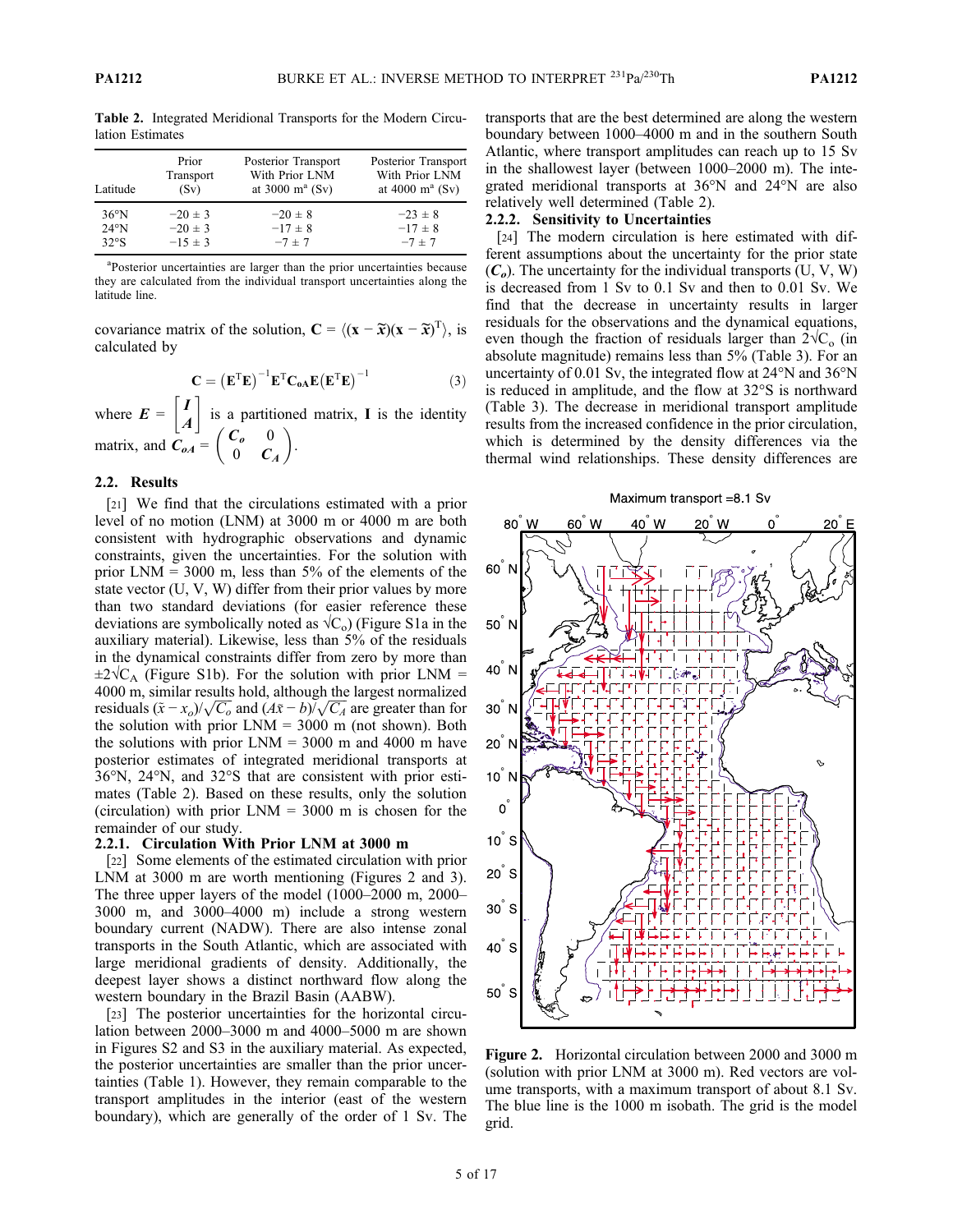**Table 2.** Integrated Meridional Transports for the Modern Circulation Estimates

| Latitude | Prior Transport (Sv) | Posterior Transport With Prior LNM at 3000 m[a] (Sv) | Posterior Transport With Prior LNM at 4000 m[a] (Sv) |
|---|---|---|---|
| 36°N | −20 ± 3 | −20 ± 8 | −23 ± 8 |
| 24°N | −20 ± 3 | −17 ± 8 | −17 ± 8 |
| 32°S | −15 ± 3 | −7 ± 7 | −7 ± 7 |

[a]Posterior uncertainties are larger than the prior uncertainties because they are calculated from the individual transport uncertainties along the latitude line.

covariance matrix of the solution, $\mathbf{C} = \langle(\mathbf{x} - \widetilde{\mathbf{x}})(\mathbf{x} - \widetilde{\mathbf{x}})^T\rangle$, is calculated by

$$\mathbf{C} = \left(\mathbf{E}^T\mathbf{E}\right)^{-1}\mathbf{E}^T\mathbf{C_{oA}}\mathbf{E}\left(\mathbf{E}^T\mathbf{E}\right)^{-1} \tag{3}$$

where $\boldsymbol{E} = \begin{bmatrix} \boldsymbol{I} \\ \boldsymbol{A} \end{bmatrix}$ is a partitioned matrix, $\mathbf{I}$ is the identity matrix, and $\boldsymbol{C_{oA}} = \begin{pmatrix} \boldsymbol{C_o} & 0 \\ 0 & \boldsymbol{C_A} \end{pmatrix}$.

## 2.2. Results

[21] We find that the circulations estimated with a prior level of no motion (LNM) at 3000 m or 4000 m are both consistent with hydrographic observations and dynamic constraints, given the uncertainties. For the solution with prior LNM = 3000 m, less than 5% of the elements of the state vector (U, V, W) differ from their prior values by more than two standard deviations (for easier reference these deviations are symbolically noted as $\sqrt{C_o}$) (Figure S1a in the auxiliary material). Likewise, less than 5% of the residuals in the dynamical constraints differ from zero by more than $\pm 2\sqrt{C_A}$ (Figure S1b). For the solution with prior LNM = 4000 m, similar results hold, although the largest normalized residuals $(\tilde{x} - x_o)/\sqrt{C_o}$ and $(A\tilde{x} - b)/\sqrt{C_A}$ are greater than for the solution with prior LNM = 3000 m (not shown). Both the solutions with prior LNM = 3000 m and 4000 m have posterior estimates of integrated meridional transports at 36°N, 24°N, and 32°S that are consistent with prior estimates (Table 2). Based on these results, only the solution (circulation) with prior LNM = 3000 m is chosen for the remainder of our study.

### 2.2.1. Circulation With Prior LNM at 3000 m

[22] Some elements of the estimated circulation with prior LNM at 3000 m are worth mentioning (Figures 2 and 3). The three upper layers of the model (1000–2000 m, 2000–3000 m, and 3000–4000 m) include a strong western boundary current (NADW). There are also intense zonal transports in the South Atlantic, which are associated with large meridional gradients of density. Additionally, the deepest layer shows a distinct northward flow along the western boundary in the Brazil Basin (AABW).

[23] The posterior uncertainties for the horizontal circulation between 2000–3000 m and 4000–5000 m are shown in Figures S2 and S3 in the auxiliary material. As expected, the posterior uncertainties are smaller than the prior uncertainties (Table 1). However, they remain comparable to the transport amplitudes in the interior (east of the western boundary), which are generally of the order of 1 Sv. The transports that are the best determined are along the western boundary between 1000–4000 m and in the southern South Atlantic, where transport amplitudes can reach up to 15 Sv in the shallowest layer (between 1000–2000 m). The integrated meridional transports at 36°N and 24°N are also relatively well determined (Table 2).

### 2.2.2. Sensitivity to Uncertainties

[24] The modern circulation is here estimated with different assumptions about the uncertainty for the prior state ($\boldsymbol{C_o}$). The uncertainty for the individual transports (U, V, W) is decreased from 1 Sv to 0.1 Sv and then to 0.01 Sv. We find that the decrease in uncertainty results in larger residuals for the observations and the dynamical equations, even though the fraction of residuals larger than $2\sqrt{C_o}$ (in absolute magnitude) remains less than 5% (Table 3). For an uncertainty of 0.01 Sv, the integrated flow at 24°N and 36°N is reduced in amplitude, and the flow at 32°S is northward (Table 3). The decrease in meridional transport amplitude results from the increased confidence in the prior circulation, which is determined by the density differences via the thermal wind relationships. These density differences are

**Figure 2.** Horizontal circulation between 2000 and 3000 m (solution with prior LNM at 3000 m). Red vectors are volume transports, with a maximum transport of about 8.1 Sv. The blue line is the 1000 m isobath. The grid is the model grid.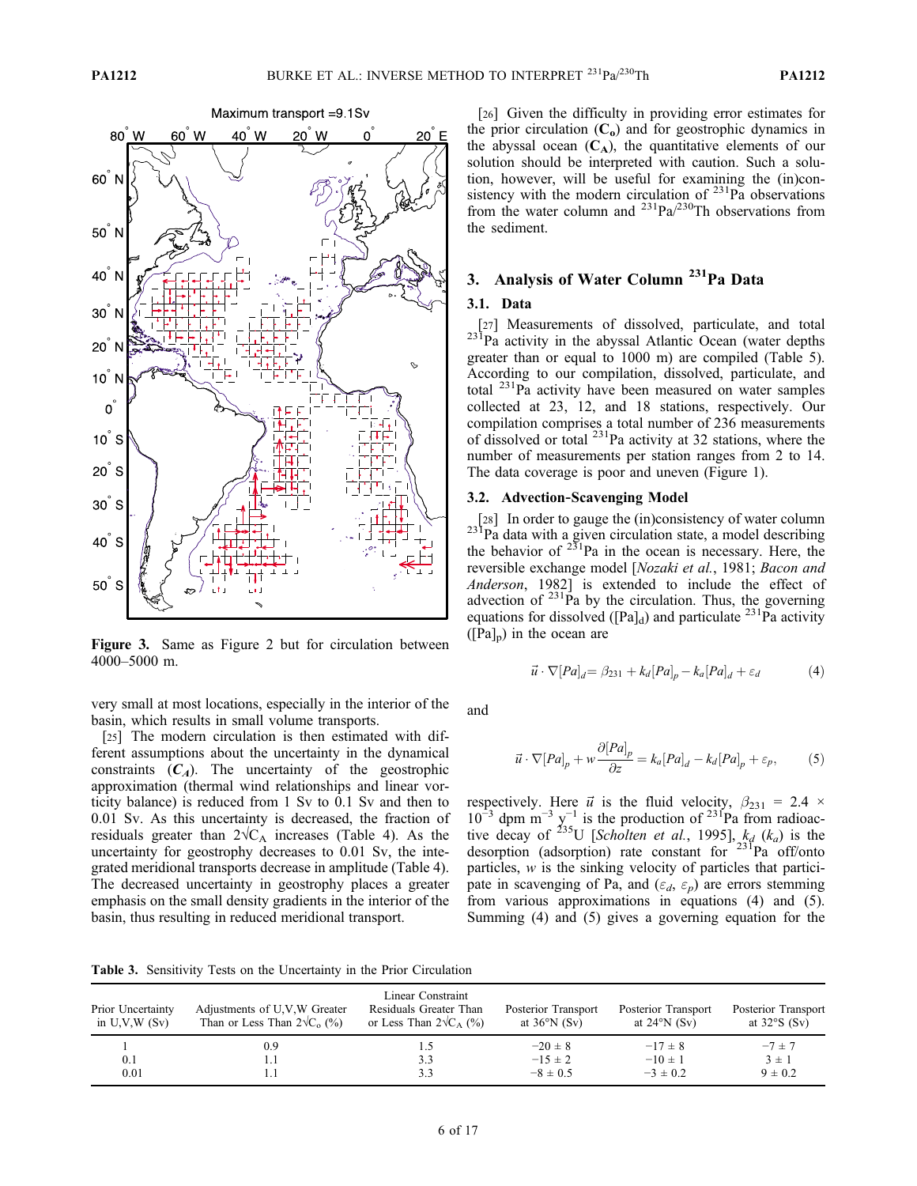Figure 3. Same as Figure 2 but for circulation between 4000–5000 m.

very small at most locations, especially in the interior of the basin, which results in small volume transports.

[25] The modern circulation is then estimated with different assumptions about the uncertainty in the dynamical constraints ($C_A$). The uncertainty of the geostrophic approximation (thermal wind relationships and linear vorticity balance) is reduced from 1 Sv to 0.1 Sv and then to 0.01 Sv. As this uncertainty is decreased, the fraction of residuals greater than $2\sqrt{C_A}$ increases (Table 4). As the uncertainty for geostrophy decreases to 0.01 Sv, the integrated meridional transports decrease in amplitude (Table 4). The decreased uncertainty in geostrophy places a greater emphasis on the small density gradients in the interior of the basin, thus resulting in reduced meridional transport.

[26] Given the difficulty in providing error estimates for the prior circulation ($\mathbf{C_o}$) and for geostrophic dynamics in the abyssal ocean ($\mathbf{C_A}$), the quantitative elements of our solution should be interpreted with caution. Such a solution, however, will be useful for examining the (in)consistency with the modern circulation of $^{231}$Pa observations from the water column and $^{231}$Pa/$^{230}$Th observations from the sediment.

## 3. Analysis of Water Column $^{231}$Pa Data

### 3.1. Data

[27] Measurements of dissolved, particulate, and total $^{231}$Pa activity in the abyssal Atlantic Ocean (water depths greater than or equal to 1000 m) are compiled (Table 5). According to our compilation, dissolved, particulate, and total $^{231}$Pa activity have been measured on water samples collected at 23, 12, and 18 stations, respectively. Our compilation comprises a total number of 236 measurements of dissolved or total $^{231}$Pa activity at 32 stations, where the number of measurements per station ranges from 2 to 14. The data coverage is poor and uneven (Figure 1).

### 3.2. Advection-Scavenging Model

[28] In order to gauge the (in)consistency of water column $^{231}$Pa data with a given circulation state, a model describing the behavior of $^{231}$Pa in the ocean is necessary. Here, the reversible exchange model [*Nozaki et al.*, 1981; *Bacon and Anderson*, 1982] is extended to include the effect of advection of $^{231}$Pa by the circulation. Thus, the governing equations for dissolved ($[Pa]_d$) and particulate $^{231}$Pa activity ($[Pa]_p$) in the ocean are

$$\vec{u} \cdot \nabla [Pa]_d = \beta_{231} + k_d [Pa]_p - k_a [Pa]_d + \varepsilon_d \tag{4}$$

and

$$\vec{u} \cdot \nabla [Pa]_p + w \frac{\partial [Pa]_p}{\partial z} = k_a [Pa]_d - k_d [Pa]_p + \varepsilon_p, \tag{5}$$

respectively. Here $\vec{u}$ is the fluid velocity, $\beta_{231} = 2.4 \times 10^{-3}$ dpm m$^{-3}$ y$^{-1}$ is the production of $^{231}$Pa from radioactive decay of $^{235}$U [*Scholten et al.*, 1995], $k_d$ ($k_a$) is the desorption (adsorption) rate constant for $^{231}$Pa off/onto particles, $w$ is the sinking velocity of particles that participate in scavenging of Pa, and ($\varepsilon_d$, $\varepsilon_p$) are errors stemming from various approximations in equations (4) and (5). Summing (4) and (5) gives a governing equation for the

**Table 3.** Sensitivity Tests on the Uncertainty in the Prior Circulation

| Prior Uncertainty in U,V,W (Sv) | Adjustments of U,V,W Greater Than or Less Than $2\sqrt{C_o}$ (%) | Linear Constraint Residuals Greater Than or Less Than $2\sqrt{C_A}$ (%) | Posterior Transport at 36°N (Sv) | Posterior Transport at 24°N (Sv) | Posterior Transport at 32°S (Sv) |
|---|---|---|---|---|---|
| 1 | 0.9 | 1.5 | $-20 \pm 8$ | $-17 \pm 8$ | $-7 \pm 7$ |
| 0.1 | 1.1 | 3.3 | $-15 \pm 2$ | $-10 \pm 1$ | $3 \pm 1$ |
| 0.01 | 1.1 | 3.3 | $-8 \pm 0.5$ | $-3 \pm 0.2$ | $9 \pm 0.2$ |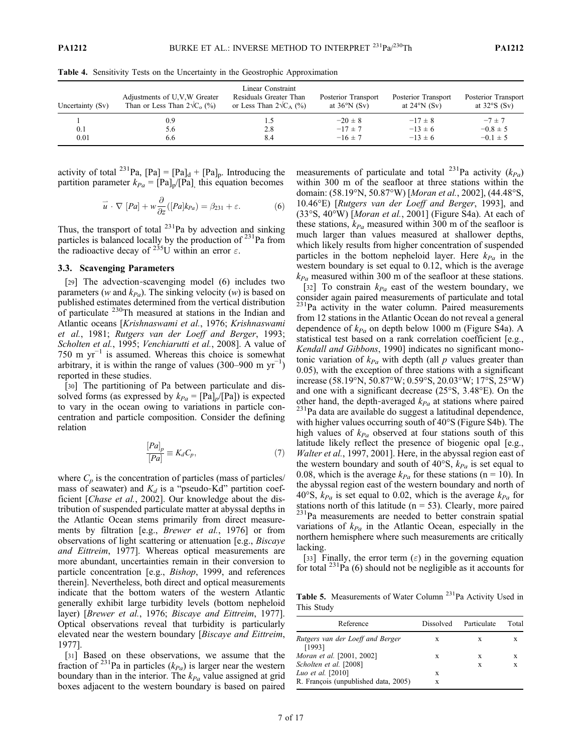**Table 4.** Sensitivity Tests on the Uncertainty in the Geostrophic Approximation

| Uncertainty (Sv) | Adjustments of U,V,W Greater Than or Less Than $2\sqrt{C_o}$ (%) | Linear Constraint Residuals Greater Than or Less Than $2\sqrt{C_A}$ (%) | Posterior Transport at 36°N (Sv) | Posterior Transport at 24°N (Sv) | Posterior Transport at 32°S (Sv) |
|---|---|---|---|---|---|
| 1 | 0.9 | 1.5 | −20 ± 8 | −17 ± 8 | −7 ± 7 |
| 0.1 | 5.6 | 2.8 | −17 ± 7 | −13 ± 6 | −0.8 ± 5 |
| 0.01 | 6.6 | 8.4 | −16 ± 7 | −13 ± 6 | −0.1 ± 5 |

activity of total $^{231}$Pa, $[Pa] = [Pa]_d + [Pa]_p$. Introducing the partition parameter $k_{Pa} = [Pa]_p/[Pa]$, this equation becomes

$$\vec{u} \cdot \nabla [Pa] + w\frac{\partial}{\partial z}([Pa]k_{Pa}) = \beta_{231} + \varepsilon. \qquad (6)$$

Thus, the transport of total $^{231}$Pa by advection and sinking particles is balanced locally by the production of $^{231}$Pa from the radioactive decay of $^{235}$U within an error $\varepsilon$.

### 3.3. Scavenging Parameters

[29] The advection-scavenging model (6) includes two parameters ($w$ and $k_{Pa}$). The sinking velocity ($w$) is based on published estimates determined from the vertical distribution of particulate $^{230}$Th measured at stations in the Indian and Atlantic oceans [*Krishnaswami et al.*, 1976; *Krishnaswami et al.*, 1981; *Rutgers van der Loeff and Berger*, 1993; *Scholten et al.*, 1995; *Venchiarutti et al.*, 2008]. A value of 750 m yr$^{-1}$ is assumed. Whereas this choice is somewhat arbitrary, it is within the range of values (300–900 m yr$^{-1}$) reported in these studies.

[30] The partitioning of Pa between particulate and dissolved forms (as expressed by $k_{Pa} = [Pa]_p/[Pa]$) is expected to vary in the ocean owing to variations in particle concentration and particle composition. Consider the defining relation

$$\frac{[Pa]_p}{[Pa]} \equiv K_d C_p, \qquad (7)$$

where $C_p$ is the concentration of particles (mass of particles/mass of seawater) and $K_d$ is a "pseudo-Kd" partition coefficient [*Chase et al.*, 2002]. Our knowledge about the distribution of suspended particulate matter at abyssal depths in the Atlantic Ocean stems primarily from direct measurements by filtration [e.g., *Brewer et al.*, 1976] or from observations of light scattering or attenuation [e.g., *Biscaye and Eittreim*, 1977]. Whereas optical measurements are more abundant, uncertainties remain in their conversion to particle concentration [e.g., *Bishop*, 1999, and references therein]. Nevertheless, both direct and optical measurements indicate that the bottom waters of the western Atlantic generally exhibit large turbidity levels (bottom nepheloid layer) [*Brewer et al.*, 1976; *Biscaye and Eittreim*, 1977]. Optical observations reveal that turbidity is particularly elevated near the western boundary [*Biscaye and Eittreim*, 1977].

[31] Based on these observations, we assume that the fraction of $^{231}$Pa in particles ($k_{Pa}$) is larger near the western boundary than in the interior. The $k_{Pa}$ value assigned at grid boxes adjacent to the western boundary is based on paired measurements of particulate and total $^{231}$Pa activity ($k_{Pa}$) within 300 m of the seafloor at three stations within the domain: (58.19°N, 50.87°W) [*Moran et al.*, 2002], (44.48°S, 10.46°E) [*Rutgers van der Loeff and Berger*, 1993], and (33°S, 40°W) [*Moran et al.*, 2001] (Figure S4a). At each of these stations, $k_{Pa}$ measured within 300 m of the seafloor is much larger than values measured at shallower depths, which likely results from higher concentration of suspended particles in the bottom nepheloid layer. Here $k_{Pa}$ in the western boundary is set equal to 0.12, which is the average $k_{Pa}$ measured within 300 m of the seafloor at these stations.

[32] To constrain $k_{Pa}$ east of the western boundary, we consider again paired measurements of particulate and total $^{231}$Pa activity in the water column. Paired measurements from 12 stations in the Atlantic Ocean do not reveal a general dependence of $k_{Pa}$ on depth below 1000 m (Figure S4a). A statistical test based on a rank correlation coefficient [e.g., *Kendall and Gibbons*, 1990] indicates no significant monotonic variation of $k_{Pa}$ with depth (all $p$ values greater than 0.05), with the exception of three stations with a significant increase (58.19°N, 50.87°W; 0.59°S, 20.03°W; 17°S, 25°W) and one with a significant decrease (25°S, 3.48°E). On the other hand, the depth-averaged $k_{Pa}$ at stations where paired $^{231}$Pa data are available do suggest a latitudinal dependence, with higher values occurring south of 40°S (Figure S4b). The high values of $k_{Pa}$ observed at four stations south of this latitude likely reflect the presence of biogenic opal [e.g., *Walter et al.*, 1997, 2001]. Here, in the abyssal region east of the western boundary and south of 40°S, $k_{Pa}$ is set equal to 0.08, which is the average $k_{Pa}$ for these stations (n = 10). In the abyssal region east of the western boundary and north of 40°S, $k_{Pa}$ is set equal to 0.02, which is the average $k_{Pa}$ for stations north of this latitude (n = 53). Clearly, more paired $^{231}$Pa measurements are needed to better constrain spatial variations of $k_{Pa}$ in the Atlantic Ocean, especially in the northern hemisphere where such measurements are critically lacking.

[33] Finally, the error term ($\varepsilon$) in the governing equation for total $^{231}$Pa (6) should not be negligible as it accounts for

**Table 5.** Measurements of Water Column $^{231}$Pa Activity Used in This Study

| Reference | Dissolved | Particulate | Total |
|---|---|---|---|
| *Rutgers van der Loeff and Berger* [1993] | x | x | x |
| *Moran et al.* [2001, 2002] | x | x | x |
| *Scholten et al.* [2008] | | x | x |
| *Luo et al.* [2010] | x | | |
| R. François (unpublished data, 2005) | x | | |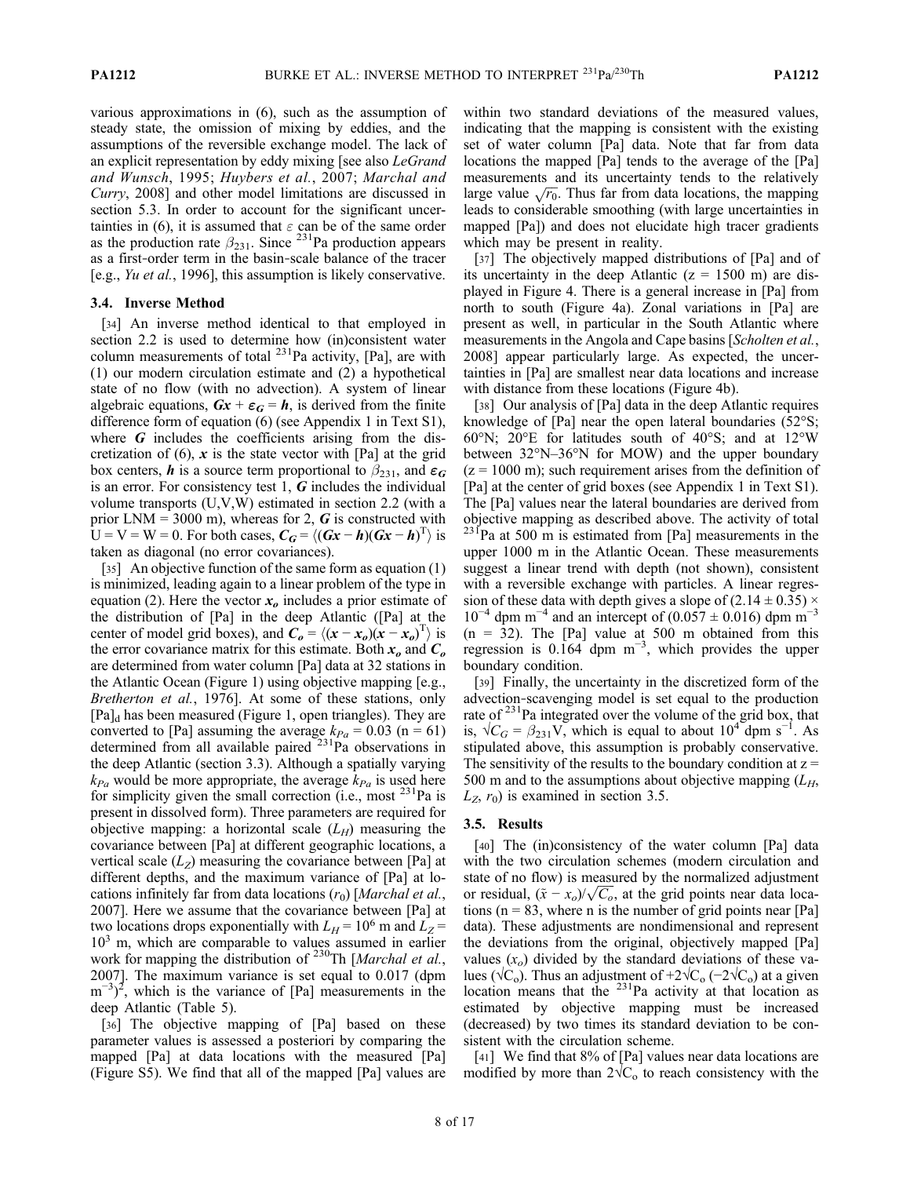various approximations in (6), such as the assumption of steady state, the omission of mixing by eddies, and the assumptions of the reversible exchange model. The lack of an explicit representation by eddy mixing [see also *LeGrand and Wunsch*, 1995; *Huybers et al.*, 2007; *Marchal and Curry*, 2008] and other model limitations are discussed in section 5.3. In order to account for the significant uncertainties in (6), it is assumed that $\varepsilon$ can be of the same order as the production rate $\beta_{231}$. Since $^{231}$Pa production appears as a first-order term in the basin-scale balance of the tracer [e.g., *Yu et al.*, 1996], this assumption is likely conservative.

### 3.4. Inverse Method

[34] An inverse method identical to that employed in section 2.2 is used to determine how (in)consistent water column measurements of total $^{231}$Pa activity, [Pa], are with (1) our modern circulation estimate and (2) a hypothetical state of no flow (with no advection). A system of linear algebraic equations, $\boldsymbol{Gx} + \boldsymbol{\varepsilon_G} = \boldsymbol{h}$, is derived from the finite difference form of equation (6) (see Appendix 1 in Text S1), where $\boldsymbol{G}$ includes the coefficients arising from the discretization of (6), $\boldsymbol{x}$ is the state vector with [Pa] at the grid box centers, $\boldsymbol{h}$ is a source term proportional to $\beta_{231}$, and $\boldsymbol{\varepsilon_G}$ is an error. For consistency test 1, $\boldsymbol{G}$ includes the individual volume transports (U,V,W) estimated in section 2.2 (with a prior LNM = 3000 m), whereas for 2, $\boldsymbol{G}$ is constructed with U = V = W = 0. For both cases, $\boldsymbol{C_G} = \langle(\boldsymbol{Gx} - \boldsymbol{h})(\boldsymbol{Gx} - \boldsymbol{h})^{\mathrm{T}}\rangle$ is taken as diagonal (no error covariances).

[35] An objective function of the same form as equation (1) is minimized, leading again to a linear problem of the type in equation (2). Here the vector $\boldsymbol{x_o}$ includes a prior estimate of the distribution of [Pa] in the deep Atlantic ([Pa] at the center of model grid boxes), and $\boldsymbol{C_o} = \langle(\boldsymbol{x} - \boldsymbol{x_o})(\boldsymbol{x} - \boldsymbol{x_o})^{\mathrm{T}}\rangle$ is the error covariance matrix for this estimate. Both $\boldsymbol{x_o}$ and $\boldsymbol{C_o}$ are determined from water column [Pa] data at 32 stations in the Atlantic Ocean (Figure 1) using objective mapping [e.g., *Bretherton et al.*, 1976]. At some of these stations, only $[\mathrm{Pa}]_\mathrm{d}$ has been measured (Figure 1, open triangles). They are converted to [Pa] assuming the average $k_{Pa} = 0.03$ (n = 61) determined from all available paired $^{231}$Pa observations in the deep Atlantic (section 3.3). Although a spatially varying $k_{Pa}$ would be more appropriate, the average $k_{Pa}$ is used here for simplicity given the small correction (i.e., most $^{231}$Pa is present in dissolved form). Three parameters are required for objective mapping: a horizontal scale ($L_H$) measuring the covariance between [Pa] at different geographic locations, a vertical scale ($L_Z$) measuring the covariance between [Pa] at different depths, and the maximum variance of [Pa] at locations infinitely far from data locations ($r_0$) [*Marchal et al.*, 2007]. Here we assume that the covariance between [Pa] at two locations drops exponentially with $L_H = 10^6$ m and $L_Z = 10^3$ m, which are comparable to values assumed in earlier work for mapping the distribution of $^{230}$Th [*Marchal et al.*, 2007]. The maximum variance is set equal to 0.017 (dpm m$^{-3}$)$^2$, which is the variance of [Pa] measurements in the deep Atlantic (Table 5).

[36] The objective mapping of [Pa] based on these parameter values is assessed a posteriori by comparing the mapped [Pa] at data locations with the measured [Pa] (Figure S5). We find that all of the mapped [Pa] values are within two standard deviations of the measured values, indicating that the mapping is consistent with the existing set of water column [Pa] data. Note that far from data locations the mapped [Pa] tends to the average of the [Pa] measurements and its uncertainty tends to the relatively large value $\sqrt{r_0}$. Thus far from data locations, the mapping leads to considerable smoothing (with large uncertainties in mapped [Pa]) and does not elucidate high tracer gradients which may be present in reality.

[37] The objectively mapped distributions of [Pa] and of its uncertainty in the deep Atlantic (z = 1500 m) are displayed in Figure 4. There is a general increase in [Pa] from north to south (Figure 4a). Zonal variations in [Pa] are present as well, in particular in the South Atlantic where measurements in the Angola and Cape basins [*Scholten et al.*, 2008] appear particularly large. As expected, the uncertainties in [Pa] are smallest near data locations and increase with distance from these locations (Figure 4b).

[38] Our analysis of [Pa] data in the deep Atlantic requires knowledge of [Pa] near the open lateral boundaries (52°S; 60°N; 20°E for latitudes south of 40°S; and at 12°W between 32°N–36°N for MOW) and the upper boundary (z = 1000 m); such requirement arises from the definition of [Pa] at the center of grid boxes (see Appendix 1 in Text S1). The [Pa] values near the lateral boundaries are derived from objective mapping as described above. The activity of total $^{231}$Pa at 500 m is estimated from [Pa] measurements in the upper 1000 m in the Atlantic Ocean. These measurements suggest a linear trend with depth (not shown), consistent with a reversible exchange with particles. A linear regression of these data with depth gives a slope of $(2.14 \pm 0.35) \times 10^{-4}$ dpm m$^{-4}$ and an intercept of $(0.057 \pm 0.016)$ dpm m$^{-3}$ (n = 32). The [Pa] value at 500 m obtained from this regression is 0.164 dpm m$^{-3}$, which provides the upper boundary condition.

[39] Finally, the uncertainty in the discretized form of the advection-scavenging model is set equal to the production rate of $^{231}$Pa integrated over the volume of the grid box, that is, $\sqrt{C_G} = \beta_{231}$V, which is equal to about $10^4$ dpm s$^{-1}$. As stipulated above, this assumption is probably conservative. The sensitivity of the results to the boundary condition at z = 500 m and to the assumptions about objective mapping ($L_H$, $L_Z$, $r_0$) is examined in section 3.5.

### 3.5. Results

[40] The (in)consistency of the water column [Pa] data with the two circulation schemes (modern circulation and state of no flow) is measured by the normalized adjustment or residual, $(\tilde{x} - x_o)/\sqrt{C_o}$, at the grid points near data locations (n = 83, where n is the number of grid points near [Pa] data). These adjustments are nondimensional and represent the deviations from the original, objectively mapped [Pa] values ($x_o$) divided by the standard deviations of these values ($\sqrt{C_o}$). Thus an adjustment of $+2\sqrt{C_o}$ ($-2\sqrt{C_o}$) at a given location means that the $^{231}$Pa activity at that location as estimated by objective mapping must be increased (decreased) by two times its standard deviation to be consistent with the circulation scheme.

[41] We find that 8% of [Pa] values near data locations are modified by more than $2\sqrt{C_o}$ to reach consistency with the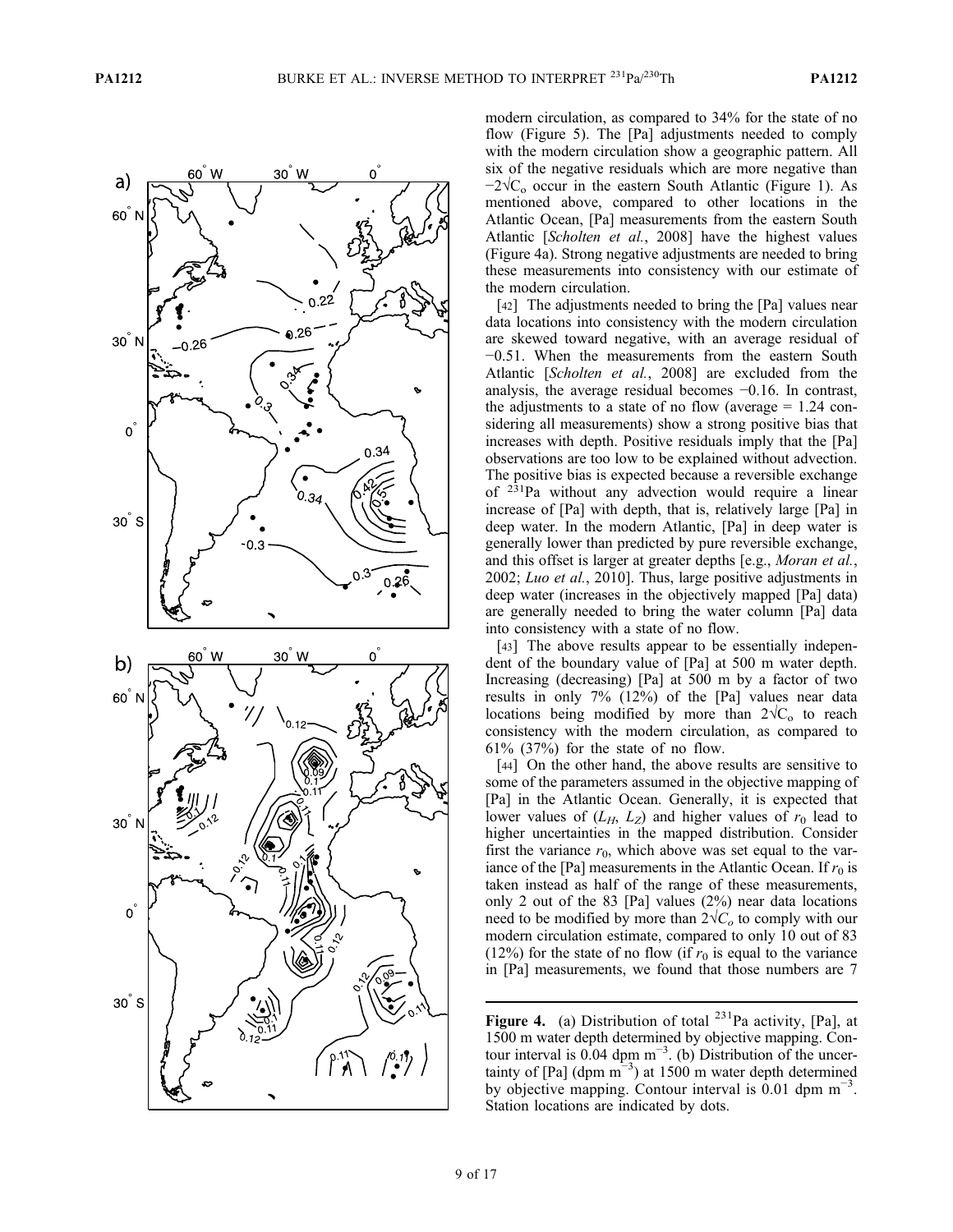modern circulation, as compared to 34% for the state of no flow (Figure 5). The [Pa] adjustments needed to comply with the modern circulation show a geographic pattern. All six of the negative residuals which are more negative than $-2\sqrt{C_o}$ occur in the eastern South Atlantic (Figure 1). As mentioned above, compared to other locations in the Atlantic Ocean, [Pa] measurements from the eastern South Atlantic [*Scholten et al.*, 2008] have the highest values (Figure 4a). Strong negative adjustments are needed to bring these measurements into consistency with our estimate of the modern circulation.

[42] The adjustments needed to bring the [Pa] values near data locations into consistency with the modern circulation are skewed toward negative, with an average residual of −0.51. When the measurements from the eastern South Atlantic [*Scholten et al.*, 2008] are excluded from the analysis, the average residual becomes −0.16. In contrast, the adjustments to a state of no flow (average = 1.24 considering all measurements) show a strong positive bias that increases with depth. Positive residuals imply that the [Pa] observations are too low to be explained without advection. The positive bias is expected because a reversible exchange of $^{231}$Pa without any advection would require a linear increase of [Pa] with depth, that is, relatively large [Pa] in deep water. In the modern Atlantic, [Pa] in deep water is generally lower than predicted by pure reversible exchange, and this offset is larger at greater depths [e.g., *Moran et al.*, 2002; *Luo et al.*, 2010]. Thus, large positive adjustments in deep water (increases in the objectively mapped [Pa] data) are generally needed to bring the water column [Pa] data into consistency with a state of no flow.

[43] The above results appear to be essentially independent of the boundary value of [Pa] at 500 m water depth. Increasing (decreasing) [Pa] at 500 m by a factor of two results in only 7% (12%) of the [Pa] values near data locations being modified by more than $2\sqrt{C_o}$ to reach consistency with the modern circulation, as compared to 61% (37%) for the state of no flow.

[44] On the other hand, the above results are sensitive to some of the parameters assumed in the objective mapping of [Pa] in the Atlantic Ocean. Generally, it is expected that lower values of ($L_H$, $L_Z$) and higher values of $r_0$ lead to higher uncertainties in the mapped distribution. Consider first the variance $r_0$, which above was set equal to the variance of the [Pa] measurements in the Atlantic Ocean. If $r_0$ is taken instead as half of the range of these measurements, only 2 out of the 83 [Pa] values (2%) near data locations need to be modified by more than $2\sqrt{C_o}$ to comply with our modern circulation estimate, compared to only 10 out of 83 (12%) for the state of no flow (if $r_0$ is equal to the variance in [Pa] measurements, we found that those numbers are 7

**Figure 4.** (a) Distribution of total $^{231}$Pa activity, [Pa], at 1500 m water depth determined by objective mapping. Contour interval is 0.04 dpm m$^{-3}$. (b) Distribution of the uncertainty of [Pa] (dpm m$^{-3}$) at 1500 m water depth determined by objective mapping. Contour interval is 0.01 dpm m$^{-3}$. Station locations are indicated by dots.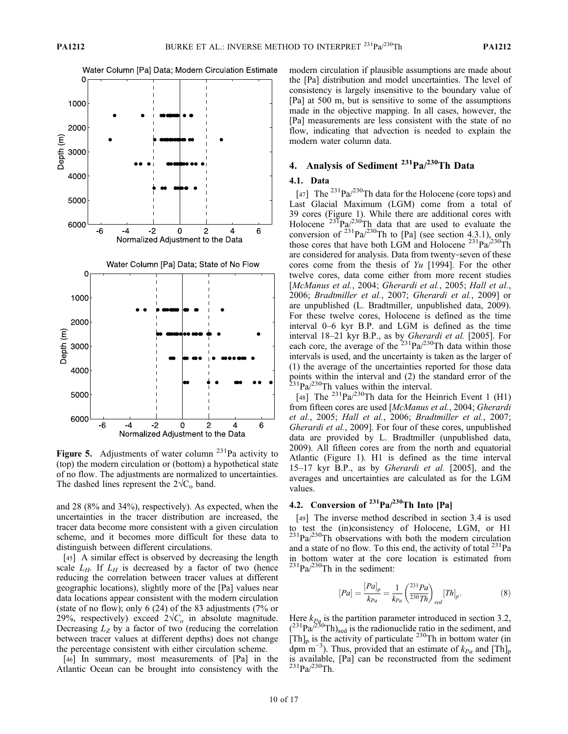Figure 5. Adjustments of water column $^{231}Pa$ activity to (top) the modern circulation or (bottom) a hypothetical state of no flow. The adjustments are normalized to uncertainties. The dashed lines represent the $2\sqrt{C_o}$ band.

and 28 (8% and 34%), respectively). As expected, when the uncertainties in the tracer distribution are increased, the tracer data become more consistent with a given circulation scheme, and it becomes more difficult for these data to distinguish between different circulations.

[45] A similar effect is observed by decreasing the length scale $L_H$. If $L_H$ is decreased by a factor of two (hence reducing the correlation between tracer values at different geographic locations), slightly more of the [Pa] values near data locations appear consistent with the modern circulation (state of no flow); only 6 (24) of the 83 adjustments (7% or 29%, respectively) exceed $2\sqrt{C_o}$ in absolute magnitude. Decreasing $L_Z$ by a factor of two (reducing the correlation between tracer values at different depths) does not change the percentage consistent with either circulation scheme.

[46] In summary, most measurements of [Pa] in the Atlantic Ocean can be brought into consistency with the modern circulation if plausible assumptions are made about the [Pa] distribution and model uncertainties. The level of consistency is largely insensitive to the boundary value of [Pa] at 500 m, but is sensitive to some of the assumptions made in the objective mapping. In all cases, however, the [Pa] measurements are less consistent with the state of no flow, indicating that advection is needed to explain the modern water column data.

## 4. Analysis of Sediment $^{231}Pa/^{230}Th$ Data

### 4.1. Data

[47] The $^{231}Pa/^{230}Th$ data for the Holocene (core tops) and Last Glacial Maximum (LGM) come from a total of 39 cores (Figure 1). While there are additional cores with Holocene $^{231}Pa/^{230}Th$ data that are used to evaluate the conversion of $^{231}Pa/^{230}Th$ to [Pa] (see section 4.3.1), only those cores that have both LGM and Holocene $^{231}Pa/^{230}Th$ are considered for analysis. Data from twenty-seven of these cores come from the thesis of *Yu* [1994]. For the other twelve cores, data come either from more recent studies [*McManus et al.*, 2004; *Gherardi et al.*, 2005; *Hall et al.*, 2006; *Bradtmiller et al.*, 2007; *Gherardi et al.*, 2009] or are unpublished (L. Bradtmiller, unpublished data, 2009). For these twelve cores, Holocene is defined as the time interval 0–6 kyr B.P. and LGM is defined as the time interval 18–21 kyr B.P., as by *Gherardi et al.* [2005]. For each core, the average of the $^{231}Pa/^{230}Th$ data within those intervals is used, and the uncertainty is taken as the larger of (1) the average of the uncertainties reported for those data points within the interval and (2) the standard error of the $^{231}Pa/^{230}Th$ values within the interval.

[48] The $^{231}Pa/^{230}Th$ data for the Heinrich Event 1 (H1) from fifteen cores are used [*McManus et al.*, 2004; *Gherardi et al.*, 2005; *Hall et al.*, 2006; *Bradtmiller et al.*, 2007; *Gherardi et al.*, 2009]. For four of these cores, unpublished data are provided by L. Bradtmiller (unpublished data, 2009). All fifteen cores are from the north and equatorial Atlantic (Figure 1). H1 is defined as the time interval 15–17 kyr B.P., as by *Gherardi et al.* [2005], and the averages and uncertainties are calculated as for the LGM values.

### 4.2. Conversion of $^{231}Pa/^{230}Th$ Into [Pa]

[49] The inverse method described in section 3.4 is used to test the (in)consistency of Holocene, LGM, or H1 $^{231}Pa/^{230}Th$ observations with both the modern circulation and a state of no flow. To this end, the activity of total $^{231}Pa$ in bottom water at the core location is estimated from $^{231}Pa/^{230}Th$ in the sediment:

$$[Pa] = \frac{[Pa]_p}{k_{Pa}} = \frac{1}{k_{Pa}} \left( \frac{^{231}Pa}{^{230}Th} \right)_{sed} [Th]_p. \tag{8}$$

Here $k_{Pa}$ is the partition parameter introduced in section 3.2, $(^{231}Pa/^{230}Th)_{sed}$ is the radionuclide ratio in the sediment, and $[Th]_p$ is the activity of particulate $^{230}Th$ in bottom water (in dpm $m^{-3}$). Thus, provided that an estimate of $k_{Pa}$ and $[Th]_p$ is available, [Pa] can be reconstructed from the sediment $^{231}Pa/^{230}Th$.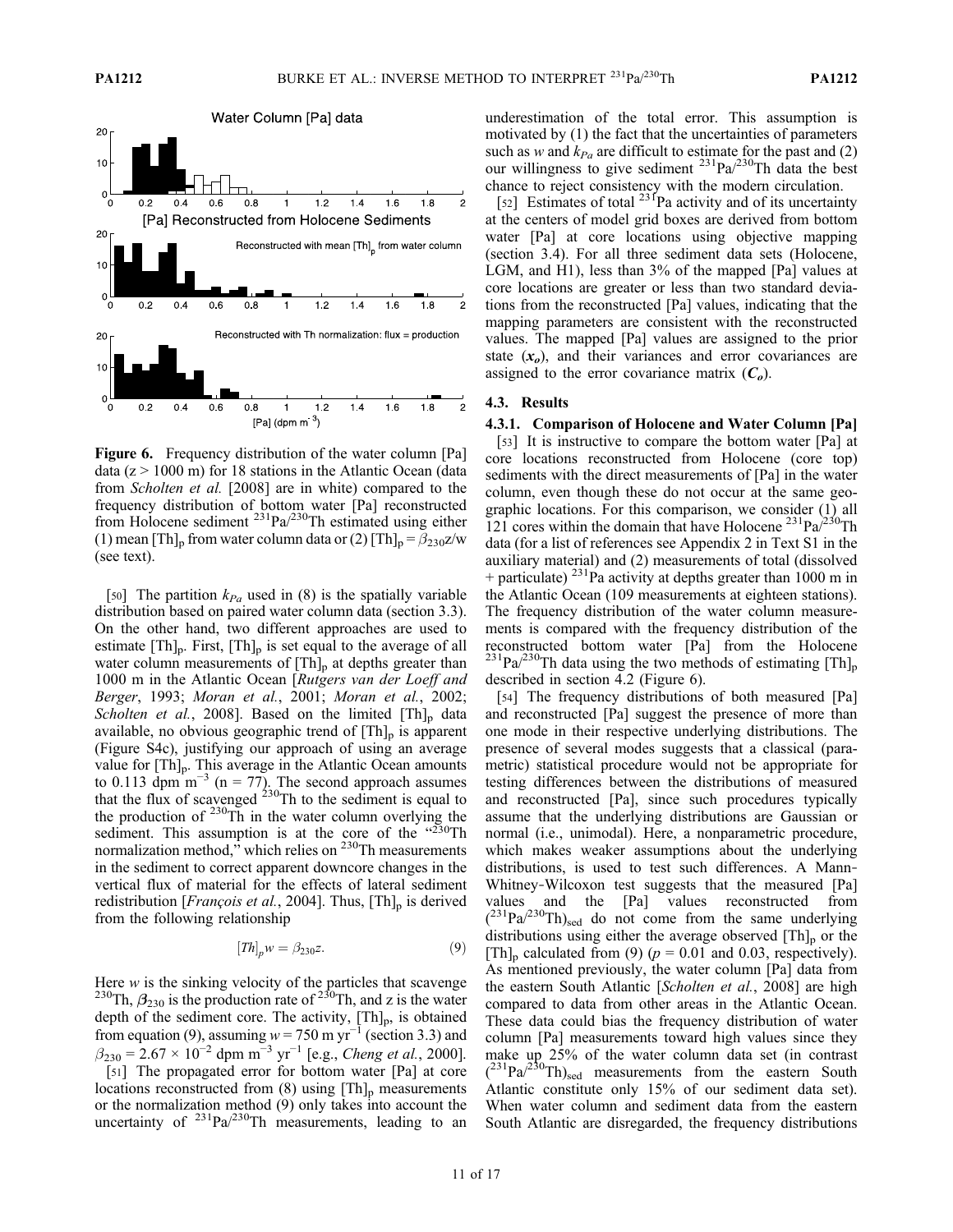**Figure 6.** Frequency distribution of the water column [Pa] data (z > 1000 m) for 18 stations in the Atlantic Ocean (data from *Scholten et al.* [2008] are in white) compared to the frequency distribution of bottom water [Pa] reconstructed from Holocene sediment $^{231}Pa/^{230}Th$ estimated using either (1) mean $[Th]_p$ from water column data or (2) $[Th]_p = \beta_{230}z/w$ (see text).

[50] The partition $k_{Pa}$ used in (8) is the spatially variable distribution based on paired water column data (section 3.3). On the other hand, two different approaches are used to estimate $[Th]_p$. First, $[Th]_p$ is set equal to the average of all water column measurements of $[Th]_p$ at depths greater than 1000 m in the Atlantic Ocean [*Rutgers van der Loeff and Berger*, 1993; *Moran et al.*, 2001; *Moran et al.*, 2002; *Scholten et al.*, 2008]. Based on the limited $[Th]_p$ data available, no obvious geographic trend of $[Th]_p$ is apparent (Figure S4c), justifying our approach of using an average value for $[Th]_p$. This average in the Atlantic Ocean amounts to 0.113 dpm $m^{-3}$ (n = 77). The second approach assumes that the flux of scavenged $^{230}Th$ to the sediment is equal to the production of $^{230}Th$ in the water column overlying the sediment. This assumption is at the core of the "$^{230}Th$ normalization method," which relies on $^{230}Th$ measurements in the sediment to correct apparent downcore changes in the vertical flux of material for the effects of lateral sediment redistribution [*François et al.*, 2004]. Thus, $[Th]_p$ is derived from the following relationship

$$[Th]_p w = \beta_{230} z. \tag{9}$$

Here $w$ is the sinking velocity of the particles that scavenge $^{230}Th$, $\beta_{230}$ is the production rate of $^{230}Th$, and z is the water depth of the sediment core. The activity, $[Th]_p$, is obtained from equation (9), assuming $w = 750$ m $yr^{-1}$ (section 3.3) and $\beta_{230} = 2.67 \times 10^{-2}$ dpm $m^{-3}$ $yr^{-1}$ [e.g., *Cheng et al.*, 2000].

[51] The propagated error for bottom water [Pa] at core locations reconstructed from (8) using $[Th]_p$ measurements or the normalization method (9) only takes into account the uncertainty of $^{231}Pa/^{230}Th$ measurements, leading to an underestimation of the total error. This assumption is motivated by (1) the fact that the uncertainties of parameters such as $w$ and $k_{Pa}$ are difficult to estimate for the past and (2) our willingness to give sediment $^{231}Pa/^{230}Th$ data the best chance to reject consistency with the modern circulation.

[52] Estimates of total $^{231}Pa$ activity and of its uncertainty at the centers of model grid boxes are derived from bottom water [Pa] at core locations using objective mapping (section 3.4). For all three sediment data sets (Holocene, LGM, and H1), less than 3% of the mapped [Pa] values at core locations are greater or less than two standard deviations from the reconstructed [Pa] values, indicating that the mapping parameters are consistent with the reconstructed values. The mapped [Pa] values are assigned to the prior state ($\boldsymbol{x_o}$), and their variances and error covariances are assigned to the error covariance matrix ($\boldsymbol{C_o}$).

### 4.3. Results

#### 4.3.1. Comparison of Holocene and Water Column [Pa]

[53] It is instructive to compare the bottom water [Pa] at core locations reconstructed from Holocene (core top) sediments with the direct measurements of [Pa] in the water column, even though these do not occur at the same geographic locations. For this comparison, we consider (1) all 121 cores within the domain that have Holocene $^{231}Pa/^{230}Th$ data (for a list of references see Appendix 2 in Text S1 in the auxiliary material) and (2) measurements of total (dissolved + particulate) $^{231}Pa$ activity at depths greater than 1000 m in the Atlantic Ocean (109 measurements at eighteen stations). The frequency distribution of the water column measurements is compared with the frequency distribution of the reconstructed bottom water [Pa] from the Holocene $^{231}Pa/^{230}Th$ data using the two methods of estimating $[Th]_p$ described in section 4.2 (Figure 6).

[54] The frequency distributions of both measured [Pa] and reconstructed [Pa] suggest the presence of more than one mode in their respective underlying distributions. The presence of several modes suggests that a classical (parametric) statistical procedure would not be appropriate for testing differences between the distributions of measured and reconstructed [Pa], since such procedures typically assume that the underlying distributions are Gaussian or normal (i.e., unimodal). Here, a nonparametric procedure, which makes weaker assumptions about the underlying distributions, is used to test such differences. A Mann-Whitney-Wilcoxon test suggests that the measured [Pa] values and the [Pa] values reconstructed from $(^{231}Pa/^{230}Th)_{sed}$ do not come from the same underlying distributions using either the average observed $[Th]_p$ or the $[Th]_p$ calculated from (9) ($p = 0.01$ and 0.03, respectively). As mentioned previously, the water column [Pa] data from the eastern South Atlantic [*Scholten et al.*, 2008] are high compared to data from other areas in the Atlantic Ocean. These data could bias the frequency distribution of water column [Pa] measurements toward high values since they make up 25% of the water column data set (in contrast $(^{231}Pa/^{230}Th)_{sed}$ measurements from the eastern South Atlantic constitute only 15% of our sediment data set). When water column and sediment data from the eastern South Atlantic are disregarded, the frequency distributions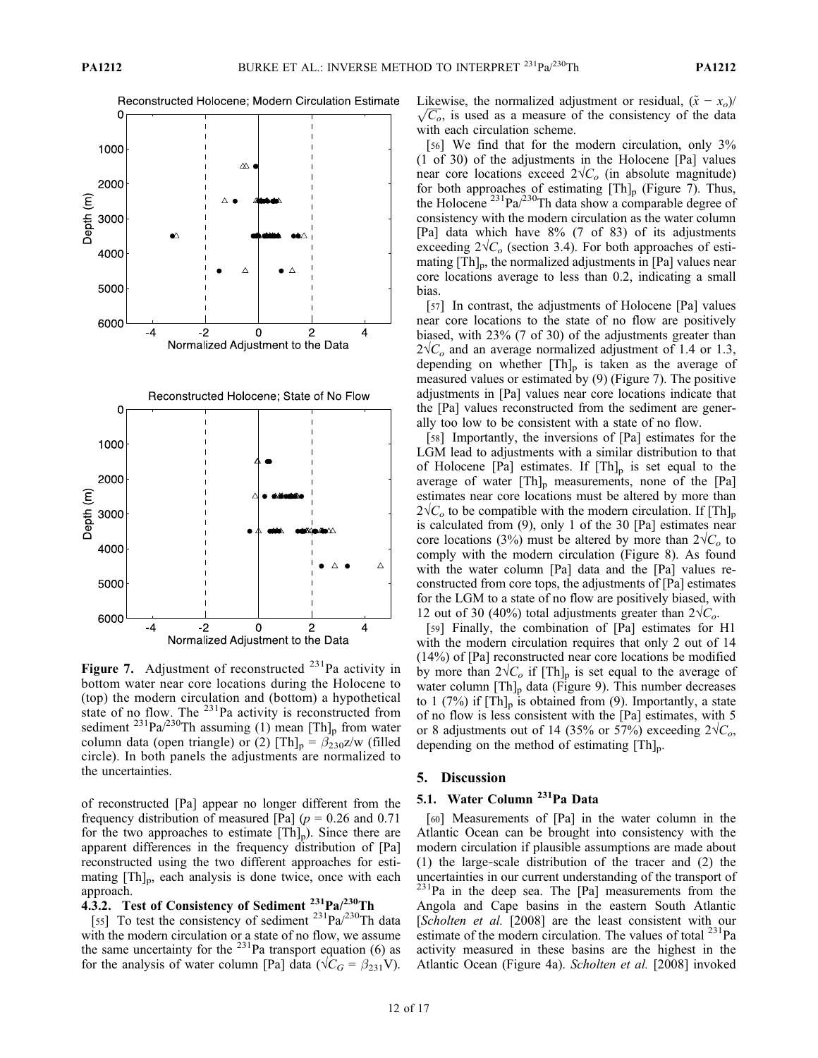**Figure 7.** Adjustment of reconstructed $^{231}Pa$ activity in bottom water near core locations during the Holocene to (top) the modern circulation and (bottom) a hypothetical state of no flow. The $^{231}Pa$ activity is reconstructed from sediment $^{231}Pa/^{230}Th$ assuming (1) mean $[Th]_p$ from water column data (open triangle) or (2) $[Th]_p = \beta_{230}z/w$ (filled circle). In both panels the adjustments are normalized to the uncertainties.

of reconstructed [Pa] appear no longer different from the frequency distribution of measured [Pa] ($p = 0.26$ and 0.71 for the two approaches to estimate $[Th]_p$). Since there are apparent differences in the frequency distribution of [Pa] reconstructed using the two different approaches for estimating $[Th]_p$, each analysis is done twice, once with each approach.

#### 4.3.2. Test of Consistency of Sediment $^{231}Pa/^{230}Th$

[55] To test the consistency of sediment $^{231}Pa/^{230}Th$ data with the modern circulation or a state of no flow, we assume the same uncertainty for the $^{231}Pa$ transport equation (6) as for the analysis of water column [Pa] data ($\sqrt{C_G} = \beta_{231}V$). Likewise, the normalized adjustment or residual, $(\tilde{x} - x_o)/\sqrt{C_o}$, is used as a measure of the consistency of the data with each circulation scheme.

[56] We find that for the modern circulation, only 3% (1 of 30) of the adjustments in the Holocene [Pa] values near core locations exceed $2\sqrt{C_o}$ (in absolute magnitude) for both approaches of estimating $[Th]_p$ (Figure 7). Thus, the Holocene $^{231}Pa/^{230}Th$ data show a comparable degree of consistency with the modern circulation as the water column [Pa] data which have 8% (7 of 83) of its adjustments exceeding $2\sqrt{C_o}$ (section 3.4). For both approaches of estimating $[Th]_p$, the normalized adjustments in [Pa] values near core locations average to less than 0.2, indicating a small bias.

[57] In contrast, the adjustments of Holocene [Pa] values near core locations to the state of no flow are positively biased, with 23% (7 of 30) of the adjustments greater than $2\sqrt{C_o}$ and an average normalized adjustment of 1.4 or 1.3, depending on whether $[Th]_p$ is taken as the average of measured values or estimated by (9) (Figure 7). The positive adjustments in [Pa] values near core locations indicate that the [Pa] values reconstructed from the sediment are generally too low to be consistent with a state of no flow.

[58] Importantly, the inversions of [Pa] estimates for the LGM lead to adjustments with a similar distribution to that of Holocene [Pa] estimates. If $[Th]_p$ is set equal to the average of water $[Th]_p$ measurements, none of the [Pa] estimates near core locations must be altered by more than $2\sqrt{C_o}$ to be compatible with the modern circulation. If $[Th]_p$ is calculated from (9), only 1 of the 30 [Pa] estimates near core locations (3%) must be altered by more than $2\sqrt{C_o}$ to comply with the modern circulation (Figure 8). As found with the water column [Pa] data and the [Pa] values reconstructed from core tops, the adjustments of [Pa] estimates for the LGM to a state of no flow are positively biased, with 12 out of 30 (40%) total adjustments greater than $2\sqrt{C_o}$.

[59] Finally, the combination of [Pa] estimates for H1 with the modern circulation requires that only 2 out of 14 (14%) of [Pa] reconstructed near core locations be modified by more than $2\sqrt{C_o}$ if $[Th]_p$ is set equal to the average of water column $[Th]_p$ data (Figure 9). This number decreases to 1 (7%) if $[Th]_p$ is obtained from (9). Importantly, a state of no flow is less consistent with the [Pa] estimates, with 5 or 8 adjustments out of 14 (35% or 57%) exceeding $2\sqrt{C_o}$, depending on the method of estimating $[Th]_p$.

## 5. Discussion

### 5.1. Water Column $^{231}Pa$ Data

[60] Measurements of [Pa] in the water column in the Atlantic Ocean can be brought into consistency with the modern circulation if plausible assumptions are made about (1) the large-scale distribution of the tracer and (2) the uncertainties in our current understanding of the transport of $^{231}Pa$ in the deep sea. The [Pa] measurements from the Angola and Cape basins in the eastern South Atlantic [*Scholten et al.* [2008] are the least consistent with our estimate of the modern circulation. The values of total $^{231}Pa$ activity measured in these basins are the highest in the Atlantic Ocean (Figure 4a). *Scholten et al.* [2008] invoked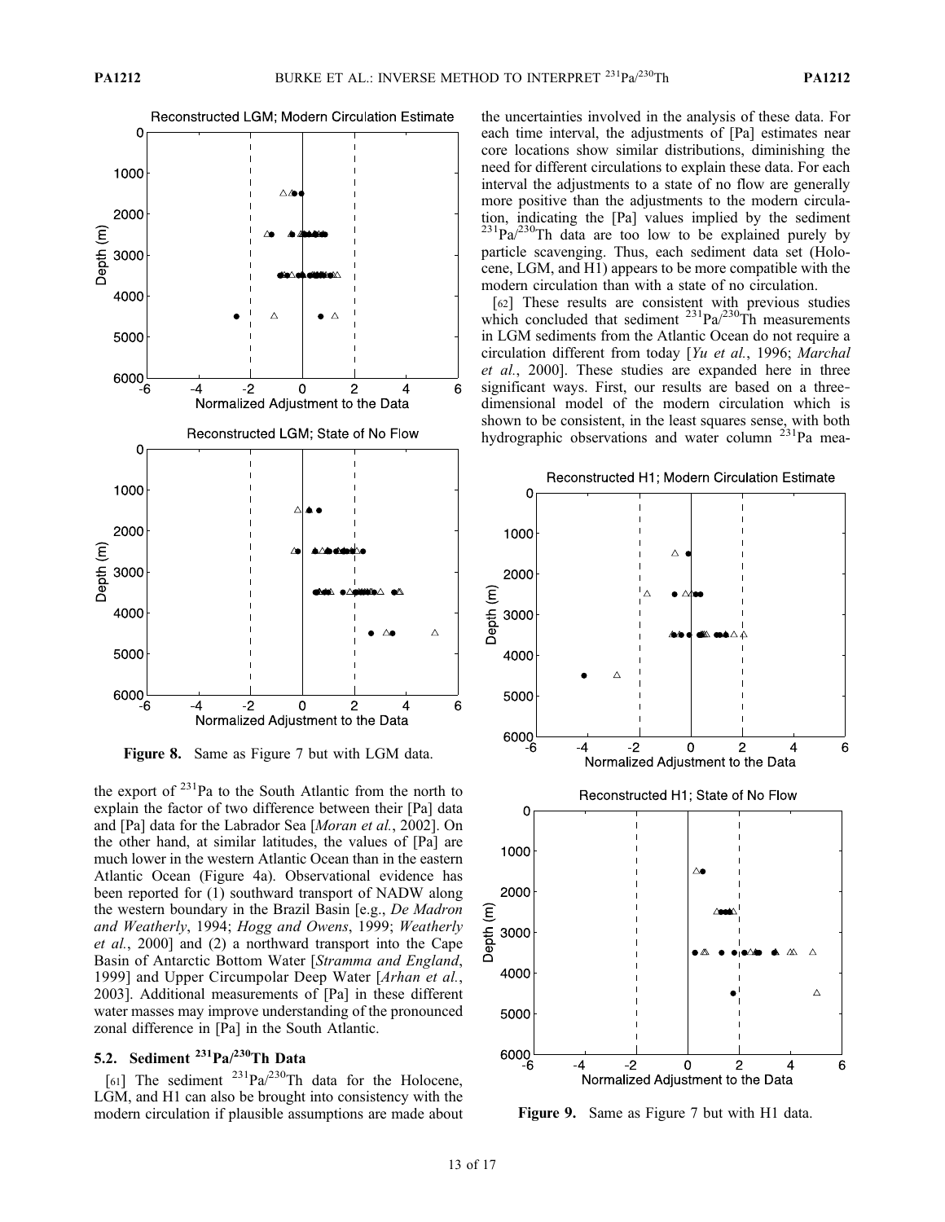**Figure 8.** Same as Figure 7 but with LGM data.

the export of $^{231}$Pa to the South Atlantic from the north to explain the factor of two difference between their [Pa] data and [Pa] data for the Labrador Sea [*Moran et al.*, 2002]. On the other hand, at similar latitudes, the values of [Pa] are much lower in the western Atlantic Ocean than in the eastern Atlantic Ocean (Figure 4a). Observational evidence has been reported for (1) southward transport of NADW along the western boundary in the Brazil Basin [e.g., *De Madron and Weatherly*, 1994; *Hogg and Owens*, 1999; *Weatherly et al.*, 2000] and (2) a northward transport into the Cape Basin of Antarctic Bottom Water [*Stramma and England*, 1999] and Upper Circumpolar Deep Water [*Arhan et al.*, 2003]. Additional measurements of [Pa] in these different water masses may improve understanding of the pronounced zonal difference in [Pa] in the South Atlantic.

## 5.2. Sediment $^{231}$Pa/$^{230}$Th Data

[61] The sediment $^{231}$Pa/$^{230}$Th data for the Holocene, LGM, and H1 can also be brought into consistency with the modern circulation if plausible assumptions are made about the uncertainties involved in the analysis of these data. For each time interval, the adjustments of [Pa] estimates near core locations show similar distributions, diminishing the need for different circulations to explain these data. For each interval the adjustments to a state of no flow are generally more positive than the adjustments to the modern circulation, indicating the [Pa] values implied by the sediment $^{231}$Pa/$^{230}$Th data are too low to be explained purely by particle scavenging. Thus, each sediment data set (Holocene, LGM, and H1) appears to be more compatible with the modern circulation than with a state of no circulation.

[62] These results are consistent with previous studies which concluded that sediment $^{231}$Pa/$^{230}$Th measurements in LGM sediments from the Atlantic Ocean do not require a circulation different from today [*Yu et al.*, 1996; *Marchal et al.*, 2000]. These studies are expanded here in three significant ways. First, our results are based on a three-dimensional model of the modern circulation which is shown to be consistent, in the least squares sense, with both hydrographic observations and water column $^{231}$Pa mea-

**Figure 9.** Same as Figure 7 but with H1 data.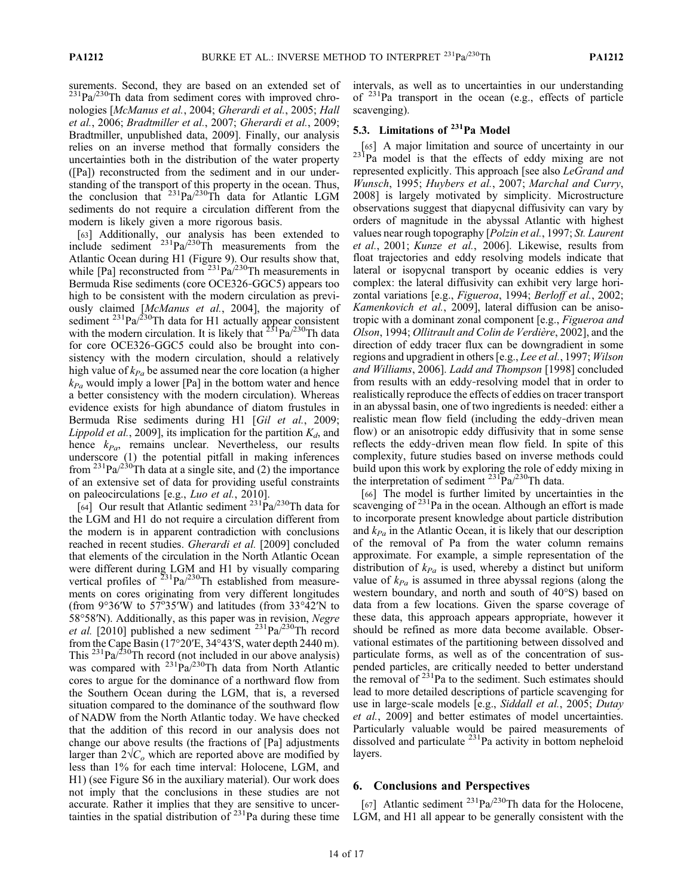surements. Second, they are based on an extended set of $^{231}Pa/^{230}Th$ data from sediment cores with improved chronologies [*McManus et al.*, 2004; *Gherardi et al.*, 2005; *Hall et al.*, 2006; *Bradtmiller et al.*, 2007; *Gherardi et al.*, 2009; Bradtmiller, unpublished data, 2009]. Finally, our analysis relies on an inverse method that formally considers the uncertainties both in the distribution of the water property ([Pa]) reconstructed from the sediment and in our understanding of the transport of this property in the ocean. Thus, the conclusion that $^{231}Pa/^{230}Th$ data for Atlantic LGM sediments do not require a circulation different from the modern is likely given a more rigorous basis.

[63] Additionally, our analysis has been extended to include sediment $^{231}Pa/^{230}Th$ measurements from the Atlantic Ocean during H1 (Figure 9). Our results show that, while [Pa] reconstructed from $^{231}Pa/^{230}Th$ measurements in Bermuda Rise sediments (core OCE326-GGC5) appears too high to be consistent with the modern circulation as previously claimed [*McManus et al.*, 2004], the majority of sediment $^{231}Pa/^{230}Th$ data for H1 actually appear consistent with the modern circulation. It is likely that $^{231}Pa/^{230}Th$ data for core OCE326-GGC5 could also be brought into consistency with the modern circulation, should a relatively high value of $k_{Pa}$ be assumed near the core location (a higher $k_{Pa}$ would imply a lower [Pa] in the bottom water and hence a better consistency with the modern circulation). Whereas evidence exists for high abundance of diatom frustules in Bermuda Rise sediments during H1 [*Gil et al.*, 2009; *Lippold et al.*, 2009], its implication for the partition $K_d$, and hence $k_{Pa}$, remains unclear. Nevertheless, our results underscore (1) the potential pitfall in making inferences from $^{231}Pa/^{230}Th$ data at a single site, and (2) the importance of an extensive set of data for providing useful constraints on paleocirculations [e.g., *Luo et al.*, 2010].

[64] Our result that Atlantic sediment $^{231}Pa/^{230}Th$ data for the LGM and H1 do not require a circulation different from the modern is in apparent contradiction with conclusions reached in recent studies. *Gherardi et al.* [2009] concluded that elements of the circulation in the North Atlantic Ocean were different during LGM and H1 by visually comparing vertical profiles of $^{231}Pa/^{230}Th$ established from measurements on cores originating from very different longitudes (from 9°36′W to 57°35′W) and latitudes (from 33°42′N to 58°58′N). Additionally, as this paper was in revision, *Negre et al.* [2010] published a new sediment $^{231}Pa/^{230}Th$ record from the Cape Basin (17°20′E, 34°43′S, water depth 2440 m). This $^{231}Pa/^{230}Th$ record (not included in our above analysis) was compared with $^{231}Pa/^{230}Th$ data from North Atlantic cores to argue for the dominance of a northward flow from the Southern Ocean during the LGM, that is, a reversed situation compared to the dominance of the southward flow of NADW from the North Atlantic today. We have checked that the addition of this record in our analysis does not change our above results (the fractions of [Pa] adjustments larger than $2\sqrt{C_o}$ which are reported above are modified by less than 1% for each time interval: Holocene, LGM, and H1) (see Figure S6 in the auxiliary material). Our work does not imply that the conclusions in these studies are not accurate. Rather it implies that they are sensitive to uncertainties in the spatial distribution of $^{231}Pa$ during these time intervals, as well as to uncertainties in our understanding of $^{231}Pa$ transport in the ocean (e.g., effects of particle scavenging).

### 5.3. Limitations of $^{231}Pa$ Model

[65] A major limitation and source of uncertainty in our $^{231}Pa$ model is that the effects of eddy mixing are not represented explicitly. This approach [see also *LeGrand and Wunsch*, 1995; *Huybers et al.*, 2007; *Marchal and Curry*, 2008] is largely motivated by simplicity. Microstructure observations suggest that diapycnal diffusivity can vary by orders of magnitude in the abyssal Atlantic with highest values near rough topography [*Polzin et al.*, 1997; *St. Laurent et al.*, 2001; *Kunze et al.*, 2006]. Likewise, results from float trajectories and eddy resolving models indicate that lateral or isopycnal transport by oceanic eddies is very complex: the lateral diffusivity can exhibit very large horizontal variations [e.g., *Figueroa*, 1994; *Berloff et al.*, 2002; *Kamenkovich et al.*, 2009], lateral diffusion can be anisotropic with a dominant zonal component [e.g., *Figueroa and Olson*, 1994; *Ollitrault and Colin de Verdière*, 2002], and the direction of eddy tracer flux can be downgradient in some regions and upgradient in others [e.g., *Lee et al.*, 1997; *Wilson and Williams*, 2006]. *Ladd and Thompson* [1998] concluded from results with an eddy-resolving model that in order to realistically reproduce the effects of eddies on tracer transport in an abyssal basin, one of two ingredients is needed: either a realistic mean flow field (including the eddy-driven mean flow) or an anisotropic eddy diffusivity that in some sense reflects the eddy-driven mean flow field. In spite of this complexity, future studies based on inverse methods could build upon this work by exploring the role of eddy mixing in the interpretation of sediment $^{231}Pa/^{230}Th$ data.

[66] The model is further limited by uncertainties in the scavenging of $^{231}Pa$ in the ocean. Although an effort is made to incorporate present knowledge about particle distribution and $k_{Pa}$ in the Atlantic Ocean, it is likely that our description of the removal of Pa from the water column remains approximate. For example, a simple representation of the distribution of $k_{Pa}$ is used, whereby a distinct but uniform value of $k_{Pa}$ is assumed in three abyssal regions (along the western boundary, and north and south of 40°S) based on data from a few locations. Given the sparse coverage of these data, this approach appears appropriate, however it should be refined as more data become available. Observational estimates of the partitioning between dissolved and particulate forms, as well as of the concentration of suspended particles, are critically needed to better understand the removal of $^{231}Pa$ to the sediment. Such estimates should lead to more detailed descriptions of particle scavenging for use in large-scale models [e.g., *Siddall et al.*, 2005; *Dutay et al.*, 2009] and better estimates of model uncertainties. Particularly valuable would be paired measurements of dissolved and particulate $^{231}Pa$ activity in bottom nepheloid layers.

## 6. Conclusions and Perspectives

[67] Atlantic sediment $^{231}Pa/^{230}Th$ data for the Holocene, LGM, and H1 all appear to be generally consistent with the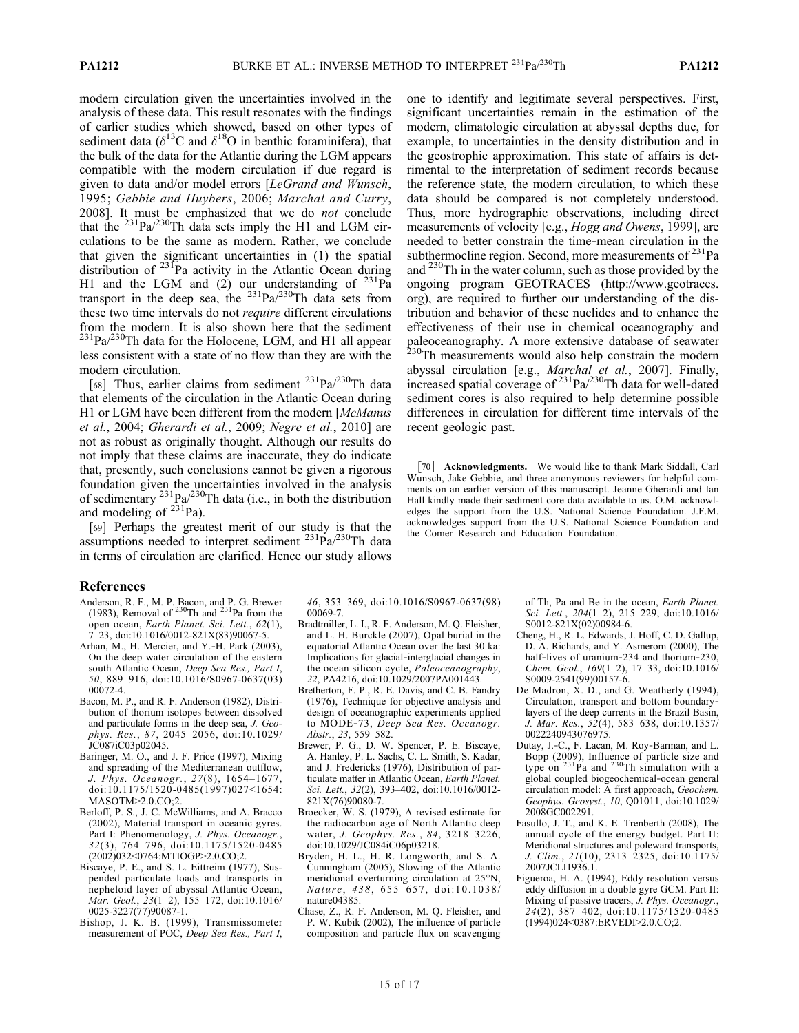modern circulation given the uncertainties involved in the analysis of these data. This result resonates with the findings of earlier studies which showed, based on other types of sediment data ($\delta^{13}C$ and $\delta^{18}O$ in benthic foraminifera), that the bulk of the data for the Atlantic during the LGM appears compatible with the modern circulation if due regard is given to data and/or model errors [*LeGrand and Wunsch*, 1995; *Gebbie and Huybers*, 2006; *Marchal and Curry*, 2008]. It must be emphasized that we do *not* conclude that the $^{231}Pa/^{230}Th$ data sets imply the H1 and LGM circulations to be the same as modern. Rather, we conclude that given the significant uncertainties in (1) the spatial distribution of $^{231}Pa$ activity in the Atlantic Ocean during H1 and the LGM and (2) our understanding of $^{231}Pa$ transport in the deep sea, the $^{231}Pa/^{230}Th$ data sets from these two time intervals do not *require* different circulations from the modern. It is also shown here that the sediment $^{231}Pa/^{230}Th$ data for the Holocene, LGM, and H1 all appear less consistent with a state of no flow than they are with the modern circulation.

[68] Thus, earlier claims from sediment $^{231}Pa/^{230}Th$ data that elements of the circulation in the Atlantic Ocean during H1 or LGM have been different from the modern [*McManus et al.*, 2004; *Gherardi et al.*, 2009; *Negre et al.*, 2010] are not as robust as originally thought. Although our results do not imply that these claims are inaccurate, they do indicate that, presently, such conclusions cannot be given a rigorous foundation given the uncertainties involved in the analysis of sedimentary $^{231}Pa/^{230}Th$ data (i.e., in both the distribution and modeling of $^{231}Pa$).

[69] Perhaps the greatest merit of our study is that the assumptions needed to interpret sediment $^{231}Pa/^{230}Th$ data in terms of circulation are clarified. Hence our study allows one to identify and legitimate several perspectives. First, significant uncertainties remain in the estimation of the modern, climatologic circulation at abyssal depths due, for example, to uncertainties in the density distribution and in the geostrophic approximation. This state of affairs is detrimental to the interpretation of sediment records because the reference state, the modern circulation, to which these data should be compared is not completely understood. Thus, more hydrographic observations, including direct measurements of velocity [e.g., *Hogg and Owens*, 1999], are needed to better constrain the time-mean circulation in the subthermocline region. Second, more measurements of $^{231}Pa$ and $^{230}Th$ in the water column, such as those provided by the ongoing program GEOTRACES (http://www.geotraces.org), are required to further our understanding of the distribution and behavior of these nuclides and to enhance the effectiveness of their use in chemical oceanography and paleoceanography. A more extensive database of seawater $^{230}Th$ measurements would also help constrain the modern abyssal circulation [e.g., *Marchal et al.*, 2007]. Finally, increased spatial coverage of $^{231}Pa/^{230}Th$ data for well-dated sediment cores is also required to help determine possible differences in circulation for different time intervals of the recent geologic past.

[70] **Acknowledgments.** We would like to thank Mark Siddall, Carl Wunsch, Jake Gebbie, and three anonymous reviewers for helpful comments on an earlier version of this manuscript. Jeanne Gherardi and Ian Hall kindly made their sediment core data available to us. O.M. acknowledges the support from the U.S. National Science Foundation. J.F.M. acknowledges support from the U.S. National Science Foundation and the Comer Research and Education Foundation.

## References

Anderson, R. F., M. P. Bacon, and P. G. Brewer (1983), Removal of $^{230}Th$ and $^{231}Pa$ from the open ocean, *Earth Planet. Sci. Lett.*, *62*(1), 7–23, doi:10.1016/0012-821X(83)90067-5.

Arhan, M., H. Mercier, and Y.-H. Park (2003), On the deep water circulation of the eastern south Atlantic Ocean, *Deep Sea Res., Part I*, *50*, 889–916, doi:10.1016/S0967-0637(03)00072-4.

Bacon, M. P., and R. F. Anderson (1982), Distribution of thorium isotopes between dissolved and particulate forms in the deep sea, *J. Geophys. Res.*, *87*, 2045–2056, doi:10.1029/JC087iC03p02045.

Baringer, M. O., and J. F. Price (1997), Mixing and spreading of the Mediterranean outflow, *J. Phys. Oceanogr.*, *27*(8), 1654–1677, doi:10.1175/1520-0485(1997)027<1654:MASOTM>2.0.CO;2.

Berloff, P. S., J. C. McWilliams, and A. Bracco (2002), Material transport in oceanic gyres. Part I: Phenomenology, *J. Phys. Oceanogr.*, *32*(3), 764–796, doi:10.1175/1520-0485(2002)032<0764:MTIOGP>2.0.CO;2.

Biscaye, P. E., and S. L. Eittreim (1977), Suspended particulate loads and transports in nepheloid layer of abyssal Atlantic Ocean, *Mar. Geol.*, *23*(1–2), 155–172, doi:10.1016/0025-3227(77)90087-1.

Bishop, J. K. B. (1999), Transmissometer measurement of POC, *Deep Sea Res., Part I*, *46*, 353–369, doi:10.1016/S0967-0637(98)00069-7.

Bradtmiller, L. I., R. F. Anderson, M. Q. Fleisher, and L. H. Burckle (2007), Opal burial in the equatorial Atlantic Ocean over the last 30 ka: Implications for glacial-interglacial changes in the ocean silicon cycle, *Paleoceanography*, *22*, PA4216, doi:10.1029/2007PA001443.

Bretherton, F. P., R. E. Davis, and C. B. Fandry (1976), Technique for objective analysis and design of oceanographic experiments applied to MODE-73, *Deep Sea Res. Oceanogr. Abstr.*, *23*, 559–582.

Brewer, P. G., D. W. Spencer, P. E. Biscaye, A. Hanley, P. L. Sachs, C. L. Smith, S. Kadar, and J. Fredericks (1976), Distribution of particulate matter in Atlantic Ocean, *Earth Planet. Sci. Lett.*, *32*(2), 393–402, doi:10.1016/0012-821X(76)90080-7.

Broecker, W. S. (1979), A revised estimate for the radiocarbon age of North Atlantic deep water, *J. Geophys. Res.*, *84*, 3218–3226, doi:10.1029/JC084iC06p03218.

Bryden, H. L., H. R. Longworth, and S. A. Cunningham (2005), Slowing of the Atlantic meridional overturning circulation at 25°N, *Nature*, *438*, 655–657, doi:10.1038/nature04385.

Chase, Z., R. F. Anderson, M. Q. Fleisher, and P. W. Kubik (2002), The influence of particle composition and particle flux on scavenging of Th, Pa and Be in the ocean, *Earth Planet. Sci. Lett.*, *204*(1–2), 215–229, doi:10.1016/S0012-821X(02)00984-6.

Cheng, H., R. L. Edwards, J. Hoff, C. D. Gallup, D. A. Richards, and Y. Asmerom (2000), The half-lives of uranium-234 and thorium-230, *Chem. Geol.*, *169*(1–2), 17–33, doi:10.1016/S0009-2541(99)00157-6.

De Madron, X. D., and G. Weatherly (1994), Circulation, transport and bottom boundary-layers of the deep currents in the Brazil Basin, *J. Mar. Res.*, *52*(4), 583–638, doi:10.1357/0022240943076975.

Dutay, J.-C., F. Lacan, M. Roy-Barman, and L. Bopp (2009), Influence of particle size and type on $^{231}Pa$ and $^{230}Th$ simulation with a global coupled biogeochemical-ocean general circulation model: A first approach, *Geochem. Geophys. Geosyst.*, *10*, Q01011, doi:10.1029/2008GC002291.

Fasullo, J. T., and K. E. Trenberth (2008), The annual cycle of the energy budget. Part II: Meridional structures and poleward transports, *J. Clim.*, *21*(10), 2313–2325, doi:10.1175/2007JCLI1936.1.

Figueroa, H. A. (1994), Eddy resolution versus eddy diffusion in a double gyre GCM. Part II: Mixing of passive tracers, *J. Phys. Oceanogr.*, *24*(2), 387–402, doi:10.1175/1520-0485(1994)024<0387:ERVEDI>2.0.CO;2.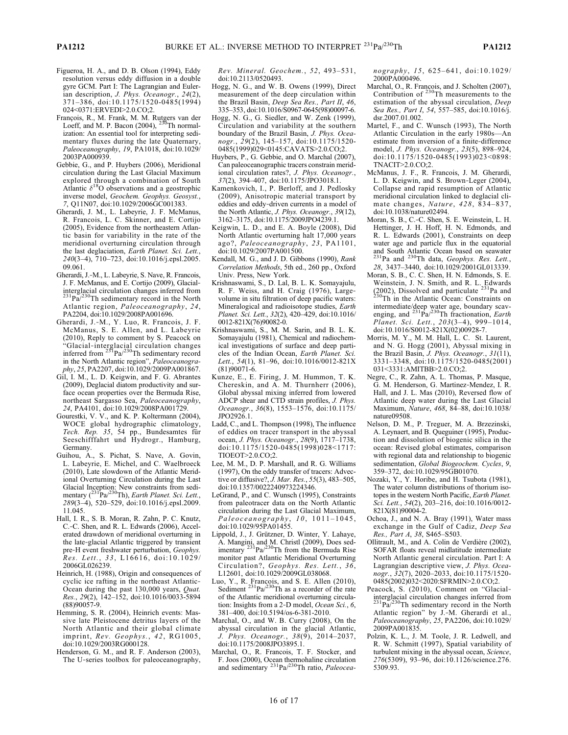Figueroa, H. A., and D. B. Olson (1994), Eddy resolution versus eddy diffusion in a double gyre GCM. Part I: The Lagrangian and Eulerian description, *J. Phys. Oceanogr.*, *24*(2), 371–386, doi:10.1175/1520-0485(1994)024<0371:ERVEDI>2.0.CO;2.

François, R., M. Frank, M. M. Rutgers van der Loeff, and M. P. Bacon (2004), $^{230}$Th normalization: An essential tool for interpreting sedimentary fluxes during the late Quaternary, *Paleoceanography*, *19*, PA1018, doi:10.1029/2003PA000939.

Gebbie, G., and P. Huybers (2006), Meridional circulation during the Last Glacial Maximum explored through a combination of South Atlantic $\delta^{18}$O observations and a geostrophic inverse model, *Geochem. Geophys. Geosyst.*, *7*, Q11N07, doi:10.1029/2006GC001383.

Gherardi, J. M., L. Labeyrie, J. F. McManus, R. Francois, L. C. Skinner, and E. Cortijo (2005), Evidence from the northeastern Atlantic basin for variability in the rate of the meridional overturning circulation through the last deglaciation, *Earth Planet. Sci. Lett.*, *240*(3–4), 710–723, doi:10.1016/j.epsl.2005.09.061.

Gherardi, J.-M., L. Labeyrie, S. Nave, R. Francois, J. F. McManus, and E. Cortijo (2009), Glacial-interglacial circulation changes inferred from $^{231}$Pa/$^{230}$Th sedimentary record in the North Atlantic region, *Paleoceanography*, *24*, PA2204, doi:10.1029/2008PA001696.

Gherardi, J.-M., Y. Luo, R. Francois, J. F. McManus, S. E. Allen, and L. Labeyrie (2010), Reply to comment by S. Peacock on "Glacial-interglacial circulation changes inferred from $^{231}$Pa/$^{230}$Th sedimentary record in the North Atlantic region", *Paleoceanography*, *25*, PA2207, doi:10.1029/2009PA001867.

Gil, I. M., L. D. Keigwin, and F. G. Abrantes (2009), Deglacial diatom productivity and surface ocean properties over the Bermuda Rise, northeast Sargasso Sea, *Paleoceanography*, *24*, PA4101, doi:10.1029/2008PA001729.

Gourestki, V. V., and K. P. Koltermann (2004), WOCE global hydrographic climatology, *Tech. Rep. 35*, 54 pp., Bundesamtes für Seeschifffahrt und Hydrogr., Hamburg, Germany.

Guihou, A., S. Pichat, S. Nave, A. Govin, L. Labeyrie, E. Michel, and C. Waelbroeck (2010), Late slowdown of the Atlantic Meridional Overturning Circulation during the Last Glacial Inception: New constraints from sedimentary ($^{231}$Pa/$^{230}$Th), *Earth Planet. Sci. Lett.*, *289*(3–4), 520–529, doi:10.1016/j.epsl.2009.11.045.

Hall, I. R., S. B. Moran, R. Zahn, P. C. Knutz, C.-C. Shen, and R. L. Edwards (2006), Accelerated drawdown of meridional overturning in the late-glacial Atlantic triggered by transient pre-H event freshwater perturbation, *Geophys. Res. Lett.*, *33*, L16616, doi:10.1029/2006GL026239.

Heinrich, H. (1988), Origin and consequences of cyclic ice rafting in the northeast Atlantic-Ocean during the past 130,000 years, *Quat. Res.*, *29*(2), 142–152, doi:10.1016/0033-5894(88)90057-9.

Hemming, S. R. (2004), Heinrich events: Massive late Pleistocene detritus layers of the North Atlantic and their global climate imprint, *Rev. Geophys.*, *42*, RG1005, doi:10.1029/2003RG000128.

Henderson, G. M., and R. F. Anderson (2003), The U-series toolbox for paleoceanography, *Rev. Mineral. Geochem.*, *52*, 493–531, doi:10.2113/0520493.

Hogg, N. G., and W. B. Owens (1999), Direct measurement of the deep circulation within the Brazil Basin, *Deep Sea Res., Part II*, *46*, 335–353, doi:10.1016/S0967-0645(98)00097-6.

Hogg, N. G., G. Siedler, and W. Zenk (1999), Circulation and variability at the southern boundary of the Brazil Basin, *J. Phys. Oceanogr.*, *29*(2), 145–157, doi:10.1175/1520-0485(1999)029<0145:CAVATS>2.0.CO;2.

Huybers, P., G. Gebbie, and O. Marchal (2007), Can paleoceanographic tracers constrain meridional circulation rates?, *J. Phys. Oceanogr.*, *37*(2), 394–407, doi:10.1175/JPO3018.1.

Kamenkovich, I., P. Berloff, and J. Pedlosky (2009), Anisotropic material transport by eddies and eddy-driven currents in a model of the North Atlantic, *J. Phys. Oceanogr.*, *39*(12), 3162–3175, doi:10.1175/2009JPO4239.1.

Keigwin, L. D., and E. A. Boyle (2008), Did North Atlantic overturning halt 17,000 years ago?, *Paleoceanography*, *23*, PA1101, doi:10.1029/2007PA001500.

Kendall, M. G., and J. D. Gibbons (1990), *Rank Correlation Methods*, 5th ed., 260 pp., Oxford Univ. Press, New York.

Krishnaswami, S., D. Lal, B. L. K. Somayajulu, R. F. Weiss, and H. Craig (1976), Large-volume in situ filtration of deep pacific waters: Mineralogical and radioisotope studies, *Earth Planet. Sci. Lett.*, *32*(2), 420–429, doi:10.1016/0012-821X(76)90082-0.

Krishnaswami, S., M. M. Sarin, and B. L. K. Somayajulu (1981), Chemical and radiochemical investigations of surface and deep particles of the Indian Ocean, *Earth Planet. Sci. Lett.*, *54*(1), 81–96, doi:10.1016/0012-821X(81)90071-6.

Kunze, E., E. Firing, J. M. Hummon, T. K. Chereskin, and A. M. Thurnherr (2006), Global abyssal mixing inferred from lowered ADCP shear and CTD strain profiles, *J. Phys. Oceanogr.*, *36*(8), 1553–1576, doi:10.1175/JPO2926.1.

Ladd, C., and L. Thompson (1998), The influence of eddies on tracer transport in the abyssal ocean, *J. Phys. Oceanogr.*, *28*(9), 1717–1738, doi:10.1175/1520-0485(1998)028<1717:TIOETO>2.0.CO;2.

Lee, M. M., D. P. Marshall, and R. G. Williams (1997), On the eddy transfer of tracers: Advective or diffusive?, *J. Mar. Res.*, *55*(3), 483–505, doi:10.1357/0022240973224346.

LeGrand, P., and C. Wunsch (1995), Constraints from paleotracer data on the North Atlantic circulation during the Last Glacial Maximum, *Paleoceanography*, *10*, 1011–1045, doi:10.1029/95PA01455.

Lippold, J., J. Grützner, D. Winter, Y. Lahaye, A. Mangini, and M. Christl (2009), Does sedimentary $^{231}$Pa/$^{230}$Th from the Bermuda Rise monitor past Atlantic Meridional Overturning Circulation?, *Geophys. Res. Lett.*, *36*, L12601, doi:10.1029/2009GL038068.

Luo, Y., R. Francois, and S. E. Allen (2010), Sediment $^{231}$Pa/$^{230}$Th as a recorder of the rate of the Atlantic meridional overturning circulation: Insights from a 2-D model, *Ocean Sci.*, *6*, 381–400, doi:10.5194/os-6-381-2010.

Marchal, O., and W. B. Curry (2008), On the abyssal circulation in the glacial Atlantic, *J. Phys. Oceanogr.*, *38*(9), 2014–2037, doi:10.1175/2008JPO3895.1.

Marchal, O., R. Francois, T. F. Stocker, and F. Joos (2000), Ocean thermohaline circulation and sedimentary $^{231}$Pa/$^{230}$Th ratio, *Paleoceanography*, *15*, 625–641, doi:10.1029/2000PA000496.

Marchal, O., R. Francois, and J. Scholten (2007), Contribution of $^{230}$Th measurements to the estimation of the abyssal circulation, *Deep Sea Res., Part I*, *54*, 557–585, doi:10.1016/j.dsr.2007.01.002.

Martel, F., and C. Wunsch (1993), The North Atlantic Circulation in the early 1980s—An estimate from inversion of a finite-difference model, *J. Phys. Oceanogr.*, *23*(5), 898–924, doi:10.1175/1520-0485(1993)023<0898:TNACIT>2.0.CO;2.

McManus, J. F., R. Francois, J. M. Gherardi, L. D. Keigwin, and S. Brown-Leger (2004), Collapse and rapid resumption of Atlantic meridional circulation linked to deglacial climate changes, *Nature*, *428*, 834–837, doi:10.1038/nature02494.

Moran, S. B., C.-C. Shen, S. E. Weinstein, L. H. Hettinger, J. H. Hoff, H. N. Edmonds, and R. L. Edwards (2001), Constraints on deep water age and particle flux in the equatorial and South Atlantic Ocean based on seawater $^{231}$Pa and $^{230}$Th data, *Geophys. Res. Lett.*, *28*, 3437–3440, doi:10.1029/2001GL013339.

Moran, S. B., C. C. Shen, H. N. Edmonds, S. E. Weinstein, J. N. Smith, and R. L. Edwards (2002), Dissolved and particulate $^{231}$Pa and $^{230}$Th in the Atlantic Ocean: Constraints on intermediate/deep water age, boundary scavenging, and $^{231}$Pa/$^{230}$Th fractionation, *Earth Planet. Sci. Lett.*, *203*(3–4), 999–1014, doi:10.1016/S0012-821X(02)00928-7.

Morris, M. Y., M. M. Hall, L. C. St. Laurent, and N. G. Hogg (2001), Abyssal mixing in the Brazil Basin, *J. Phys. Oceanogr.*, *31*(11), 3331–3348, doi:10.1175/1520-0485(2001)031<3331:AMITBB>2.0.CO;2.

Negre, C., R. Zahn, A. L. Thomas, P. Masque, G. M. Henderson, G. Martinez-Mendez, I. R. Hall, and J. L. Mas (2010), Reversed flow of Atlantic deep water during the Last Glacial Maximum, *Nature*, *468*, 84–88, doi:10.1038/nature09508.

Nelson, D. M., P. Treguer, M. A. Brzezinski, A. Leynaert, and B. Queguiner (1995), Production and dissolution of biogenic silica in the ocean: Revised global estimates, comparison with regional data and relationship to biogenic sedimentation, *Global Biogeochem. Cycles*, *9*, 359–372, doi:10.1029/95GB01070.

Nozaki, Y., Y. Horibe, and H. Tsubota (1981), The water column distributions of thorium isotopes in the western North Pacific, *Earth Planet. Sci. Lett.*, *54*(2), 203–216, doi:10.1016/0012-821X(81)90004-2.

Ochoa, J., and N. A. Bray (1991), Water mass exchange in the Gulf of Cadiz, *Deep Sea Res., Part A*, *38*, S465–S503.

Ollitrault, M., and A. Colin de Verdière (2002), SOFAR floats reveal midlatitude intermediate North Atlantic general circulation. Part I: A Lagrangian descriptive view, *J. Phys. Oceanogr.*, *32*(7), 2020–2033, doi:10.1175/1520-0485(2002)032<2020:SFRMIN>2.0.CO;2.

Peacock, S. (2010), Comment on "Glacial-interglacial circulation changes inferred from $^{231}$Pa/$^{230}$Th sedimentary record in the North Atlantic region" by J.-M. Gherardi et al., *Paleoceanography*, *25*, PA2206, doi:10.1029/2009PA001835.

Polzin, K. L., J. M. Toole, J. R. Ledwell, and R. W. Schmitt (1997), Spatial variability of turbulent mixing in the abyssal ocean, *Science*, *276*(5309), 93–96, doi:10.1126/science.276.5309.93.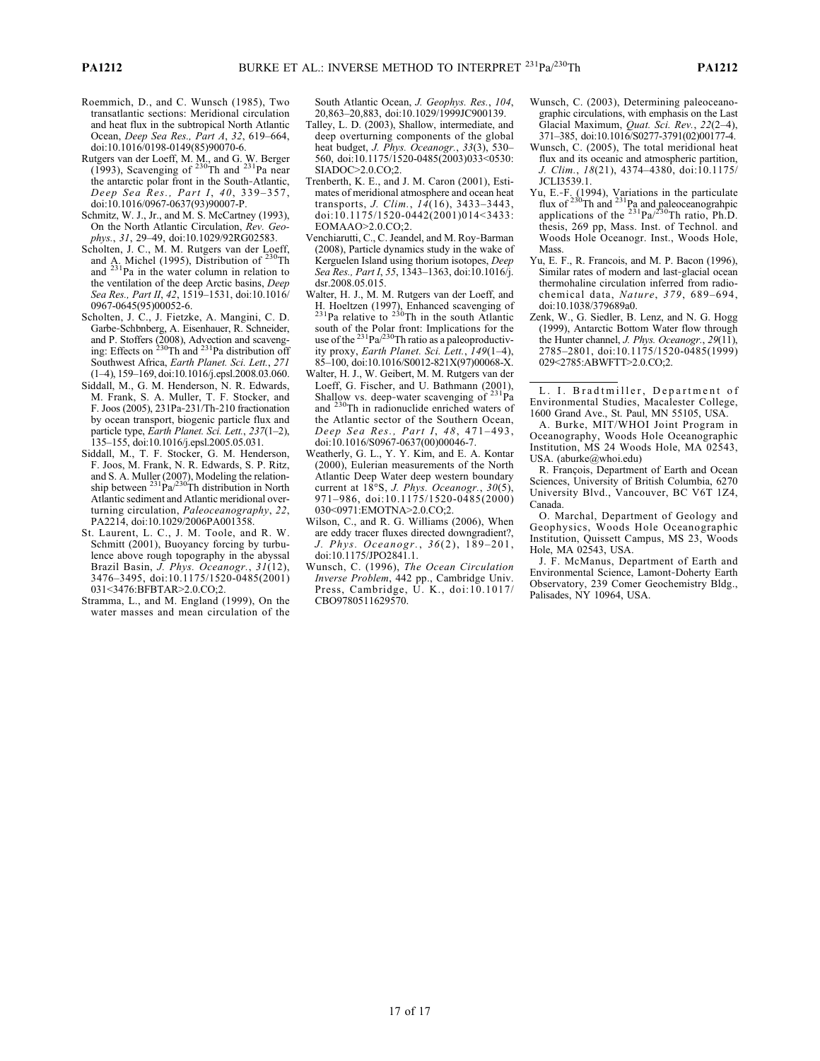Roemmich, D., and C. Wunsch (1985), Two transatlantic sections: Meridional circulation and heat flux in the subtropical North Atlantic Ocean, *Deep Sea Res., Part A*, *32*, 619–664, doi:10.1016/0198-0149(85)90070-6.

Rutgers van der Loeff, M. M., and G. W. Berger (1993), Scavenging of $^{230}$Th and $^{231}$Pa near the antarctic polar front in the South-Atlantic, *Deep Sea Res., Part I*, *40*, 339–357, doi:10.1016/0967-0637(93)90007-P.

Schmitz, W. J., Jr., and M. S. McCartney (1993), On the North Atlantic Circulation, *Rev. Geophys.*, *31*, 29–49, doi:10.1029/92RG02583.

Scholten, J. C., M. M. Rutgers van der Loeff, and A. Michel (1995), Distribution of $^{230}$Th and $^{231}$Pa in the water column in relation to the ventilation of the deep Arctic basins, *Deep Sea Res., Part II*, *42*, 1519–1531, doi:10.1016/0967-0645(95)00052-6.

Scholten, J. C., J. Fietzke, A. Mangini, C. D. Garbe-Schbnberg, A. Eisenhauer, R. Schneider, and P. Stoffers (2008), Advection and scavenging: Effects on $^{230}$Th and $^{231}$Pa distribution off Southwest Africa, *Earth Planet. Sci. Lett.*, *271* (1–4), 159–169, doi:10.1016/j.epsl.2008.03.060.

Siddall, M., G. M. Henderson, N. R. Edwards, M. Frank, S. A. Muller, T. F. Stocker, and F. Joos (2005), 231Pa-231/Th-210 fractionation by ocean transport, biogenic particle flux and particle type, *Earth Planet. Sci. Lett.*, *237*(1–2), 135–155, doi:10.1016/j.epsl.2005.05.031.

Siddall, M., T. F. Stocker, G. M. Henderson, F. Joos, M. Frank, N. R. Edwards, S. P. Ritz, and S. A. Muller (2007), Modeling the relationship between $^{231}$Pa/$^{230}$Th distribution in North Atlantic sediment and Atlantic meridional overturning circulation, *Paleoceanography*, *22*, PA2214, doi:10.1029/2006PA001358.

St. Laurent, L. C., J. M. Toole, and R. W. Schmitt (2001), Buoyancy forcing by turbulence above rough topography in the abyssal Brazil Basin, *J. Phys. Oceanogr.*, *31*(12), 3476–3495, doi:10.1175/1520-0485(2001)031<3476:BFBTAR>2.0.CO;2.

Stramma, L., and M. England (1999), On the water masses and mean circulation of the South Atlantic Ocean, *J. Geophys. Res.*, *104*, 20,863–20,883, doi:10.1029/1999JC900139.

Talley, L. D. (2003), Shallow, intermediate, and deep overturning components of the global heat budget, *J. Phys. Oceanogr.*, *33*(3), 530–560, doi:10.1175/1520-0485(2003)033<0530:SIADOC>2.0.CO;2.

Trenberth, K. E., and J. M. Caron (2001), Estimates of meridional atmosphere and ocean heat transports, *J. Clim.*, *14*(16), 3433–3443, doi:10.1175/1520-0442(2001)014<3433:EOMAAO>2.0.CO;2.

Venchiarutti, C., C. Jeandel, and M. Roy-Barman (2008), Particle dynamics study in the wake of Kerguelen Island using thorium isotopes, *Deep Sea Res., Part I*, *55*, 1343–1363, doi:10.1016/j.dsr.2008.05.015.

Walter, H. J., M. M. Rutgers van der Loeff, and H. Hoeltzen (1997), Enhanced scavenging of $^{231}$Pa relative to $^{230}$Th in the south Atlantic south of the Polar front: Implications for the use of the $^{231}$Pa/$^{230}$Th ratio as a paleoproductivity proxy, *Earth Planet. Sci. Lett.*, *149*(1–4), 85–100, doi:10.1016/S0012-821X(97)00068-X.

Walter, H. J., W. Geibert, M. M. Rutgers van der Loeff, G. Fischer, and U. Bathmann (2001), Shallow vs. deep-water scavenging of $^{231}$Pa and $^{230}$Th in radionuclide enriched waters of the Atlantic sector of the Southern Ocean, *Deep Sea Res., Part I*, *48*, 471–493, doi:10.1016/S0967-0637(00)00046-7.

Weatherly, G. L., Y. Y. Kim, and E. A. Kontar (2000), Eulerian measurements of the North Atlantic Deep Water deep western boundary current at 18°S, *J. Phys. Oceanogr.*, *30*(5), 971–986, doi:10.1175/1520-0485(2000)030<0971:EMOTNA>2.0.CO;2.

Wilson, C., and R. G. Williams (2006), When are eddy tracer fluxes directed downgradient?, *J. Phys. Oceanogr.*, *36*(2), 189–201, doi:10.1175/JPO2841.1.

Wunsch, C. (1996), *The Ocean Circulation Inverse Problem*, 442 pp., Cambridge Univ. Press, Cambridge, U. K., doi:10.1017/CBO9780511629570.

Wunsch, C. (2003), Determining paleoceanographic circulations, with emphasis on the Last Glacial Maximum, *Quat. Sci. Rev.*, *22*(2–4), 371–385, doi:10.1016/S0277-3791(02)00177-4.

Wunsch, C. (2005), The total meridional heat flux and its oceanic and atmospheric partition, *J. Clim.*, *18*(21), 4374–4380, doi:10.1175/JCLI3539.1.

Yu, E.-F. (1994), Variations in the particulate flux of $^{230}$Th and $^{231}$Pa and paleoceanograhpic applications of the $^{231}$Pa/$^{230}$Th ratio, Ph.D. thesis, 269 pp, Mass. Inst. of Technol. and Woods Hole Oceanogr. Inst., Woods Hole, Mass.

Yu, E. F., R. Francois, and M. P. Bacon (1996), Similar rates of modern and last-glacial ocean thermohaline circulation inferred from radiochemical data, *Nature*, *379*, 689–694, doi:10.1038/379689a0.

Zenk, W., G. Siedler, B. Lenz, and N. G. Hogg (1999), Antarctic Bottom Water flow through the Hunter channel, *J. Phys. Oceanogr.*, *29*(11), 2785–2801, doi:10.1175/1520-0485(1999)029<2785:ABWFTT>2.0.CO;2.

---

L. I. Bradtmiller, Department of Environmental Studies, Macalester College, 1600 Grand Ave., St. Paul, MN 55105, USA.

A. Burke, MIT/WHOI Joint Program in Oceanography, Woods Hole Oceanographic Institution, MS 24 Woods Hole, MA 02543, USA. (aburke@whoi.edu)

R. François, Department of Earth and Ocean Sciences, University of British Columbia, 6270 University Blvd., Vancouver, BC V6T 1Z4, Canada.

O. Marchal, Department of Geology and Geophysics, Woods Hole Oceanographic Institution, Quissett Campus, MS 23, Woods Hole, MA 02543, USA.

J. F. McManus, Department of Earth and Environmental Science, Lamont-Doherty Earth Observatory, 239 Comer Geochemistry Bldg., Palisades, NY 10964, USA.